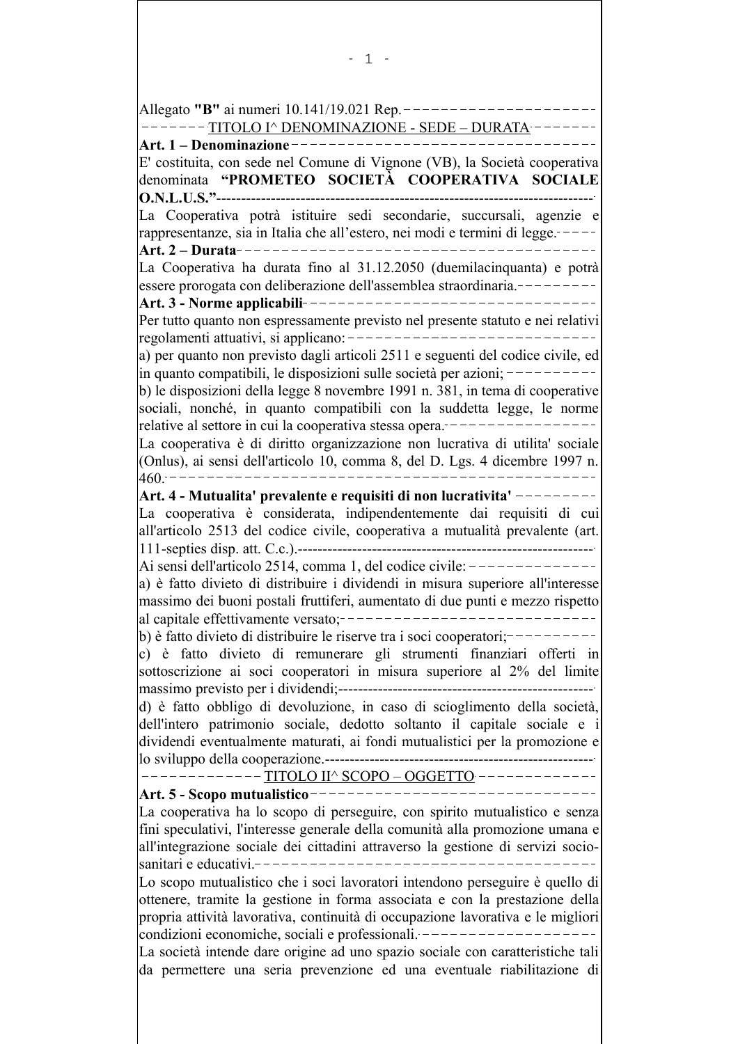Allegato **"B"** ai numeri 10.141/19.021 Rep.

## TITOLO I^ DENOMINAZIONE - SEDE – DURATA

**Art. 1 – Denominazione**

E' costituita, con sede nel Comune di Vignone (VB), la Società cooperativa denominata **"PROMETEO SOCIETÀ COOPERATIVA SOCIALE O.N.L.U.S."**

La Cooperativa potrà istituire sedi secondarie, succursali, agenzie e rappresentanze, sia in Italia che all'estero, nei modi e termini di legge.

**Art. 2 – Durata**

La Cooperativa ha durata fino al 31.12.2050 (duemilacinquanta) e potrà essere prorogata con deliberazione dell'assemblea straordinaria.

**Art. 3 - Norme applicabili**

Per tutto quanto non espressamente previsto nel presente statuto e nei relativi regolamenti attuativi, si applicano:

a) per quanto non previsto dagli articoli 2511 e seguenti del codice civile, ed in quanto compatibili, le disposizioni sulle società per azioni;

b) le disposizioni della legge 8 novembre 1991 n. 381, in tema di cooperative sociali, nonché, in quanto compatibili con la suddetta legge, le norme relative al settore in cui la cooperativa stessa opera.

La cooperativa è di diritto organizzazione non lucrativa di utilita' sociale (Onlus), ai sensi dell'articolo 10, comma 8, del D. Lgs. 4 dicembre 1997 n. 460.

**Art. 4 - Mutualita' prevalente e requisiti di non lucrativita'**

La cooperativa è considerata, indipendentemente dai requisiti di cui all'articolo 2513 del codice civile, cooperativa a mutualità prevalente (art. 111-septies disp. att. C.c.).

Ai sensi dell'articolo 2514, comma 1, del codice civile:

a) è fatto divieto di distribuire i dividendi in misura superiore all'interesse massimo dei buoni postali fruttiferi, aumentato di due punti e mezzo rispetto al capitale effettivamente versato;

b) è fatto divieto di distribuire le riserve tra i soci cooperatori;

c) è fatto divieto di remunerare gli strumenti finanziari offerti in sottoscrizione ai soci cooperatori in misura superiore al 2% del limite massimo previsto per i dividendi;

d) è fatto obbligo di devoluzione, in caso di scioglimento della società, dell'intero patrimonio sociale, dedotto soltanto il capitale sociale e i dividendi eventualmente maturati, ai fondi mutualistici per la promozione e lo sviluppo della cooperazione.

## TITOLO II^ SCOPO – OGGETTO

**Art. 5 - Scopo mutualistico**

La cooperativa ha lo scopo di perseguire, con spirito mutualistico e senza fini speculativi, l'interesse generale della comunità alla promozione umana e all'integrazione sociale dei cittadini attraverso la gestione di servizi socio-sanitari e educativi.

Lo scopo mutualistico che i soci lavoratori intendono perseguire è quello di ottenere, tramite la gestione in forma associata e con la prestazione della propria attività lavorativa, continuità di occupazione lavorativa e le migliori condizioni economiche, sociali e professionali.

La società intende dare origine ad uno spazio sociale con caratteristiche tali da permettere una seria prevenzione ed una eventuale riabilitazione di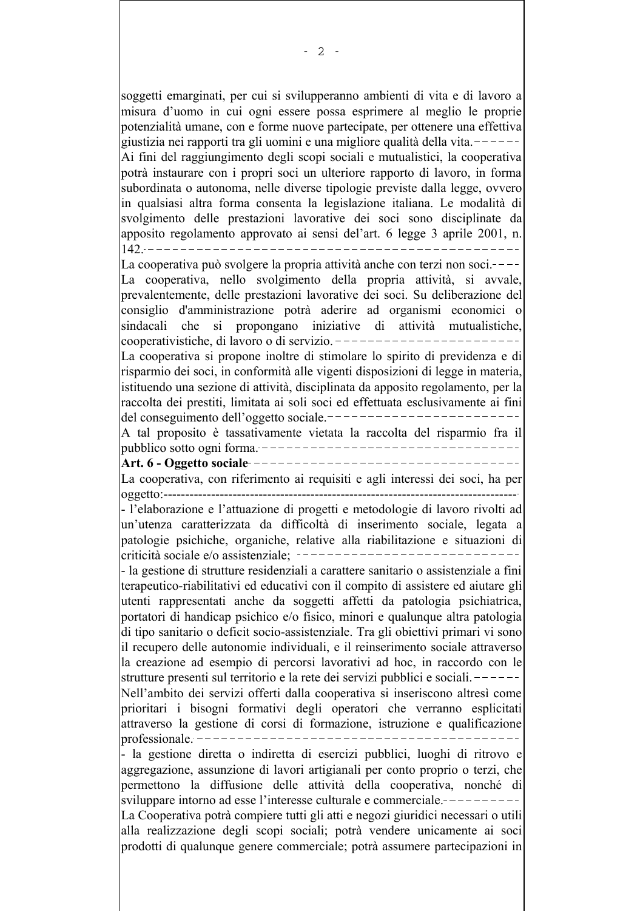soggetti emarginati, per cui si svilupperanno ambienti di vita e di lavoro a misura d'uomo in cui ogni essere possa esprimere al meglio le proprie potenzialità umane, con e forme nuove partecipate, per ottenere una effettiva giustizia nei rapporti tra gli uomini e una migliore qualità della vita.

Ai fini del raggiungimento degli scopi sociali e mutualistici, la cooperativa potrà instaurare con i propri soci un ulteriore rapporto di lavoro, in forma subordinata o autonoma, nelle diverse tipologie previste dalla legge, ovvero in qualsiasi altra forma consenta la legislazione italiana. Le modalità di svolgimento delle prestazioni lavorative dei soci sono disciplinate da apposito regolamento approvato ai sensi del'art. 6 legge 3 aprile 2001, n. 142.

La cooperativa può svolgere la propria attività anche con terzi non soci.

La cooperativa, nello svolgimento della propria attività, si avvale, prevalentemente, delle prestazioni lavorative dei soci. Su deliberazione del consiglio d'amministrazione potrà aderire ad organismi economici o sindacali che si propongano iniziative di attività mutualistiche, cooperativistiche, di lavoro o di servizio.

La cooperativa si propone inoltre di stimolare lo spirito di previdenza e di risparmio dei soci, in conformità alle vigenti disposizioni di legge in materia, istituendo una sezione di attività, disciplinata da apposito regolamento, per la raccolta dei prestiti, limitata ai soli soci ed effettuata esclusivamente ai fini del conseguimento dell'oggetto sociale.

A tal proposito è tassativamente vietata la raccolta del risparmio fra il pubblico sotto ogni forma.

**Art. 6 - Oggetto sociale**

La cooperativa, con riferimento ai requisiti e agli interessi dei soci, ha per oggetto:

- l'elaborazione e l'attuazione di progetti e metodologie di lavoro rivolti ad un'utenza caratterizzata da difficoltà di inserimento sociale, legata a patologie psichiche, organiche, relative alla riabilitazione e situazioni di criticità sociale e/o assistenziale;
- la gestione di strutture residenziali a carattere sanitario o assistenziale a fini terapeutico-riabilitativi ed educativi con il compito di assistere ed aiutare gli utenti rappresentati anche da soggetti affetti da patologia psichiatrica, portatori di handicap psichico e/o fisico, minori e qualunque altra patologia di tipo sanitario o deficit socio-assistenziale. Tra gli obiettivi primari vi sono il recupero delle autonomie individuali, e il reinserimento sociale attraverso la creazione ad esempio di percorsi lavorativi ad hoc, in raccordo con le strutture presenti sul territorio e la rete dei servizi pubblici e sociali.

Nell'ambito dei servizi offerti dalla cooperativa si inseriscono altresì come prioritari i bisogni formativi degli operatori che verranno esplicitati attraverso la gestione di corsi di formazione, istruzione e qualificazione professionale.

- la gestione diretta o indiretta di esercizi pubblici, luoghi di ritrovo e aggregazione, assunzione di lavori artigianali per conto proprio o terzi, che permettono la diffusione delle attività della cooperativa, nonché di sviluppare intorno ad esse l'interesse culturale e commerciale.

La Cooperativa potrà compiere tutti gli atti e negozi giuridici necessari o utili alla realizzazione degli scopi sociali; potrà vendere unicamente ai soci prodotti di qualunque genere commerciale; potrà assumere partecipazioni in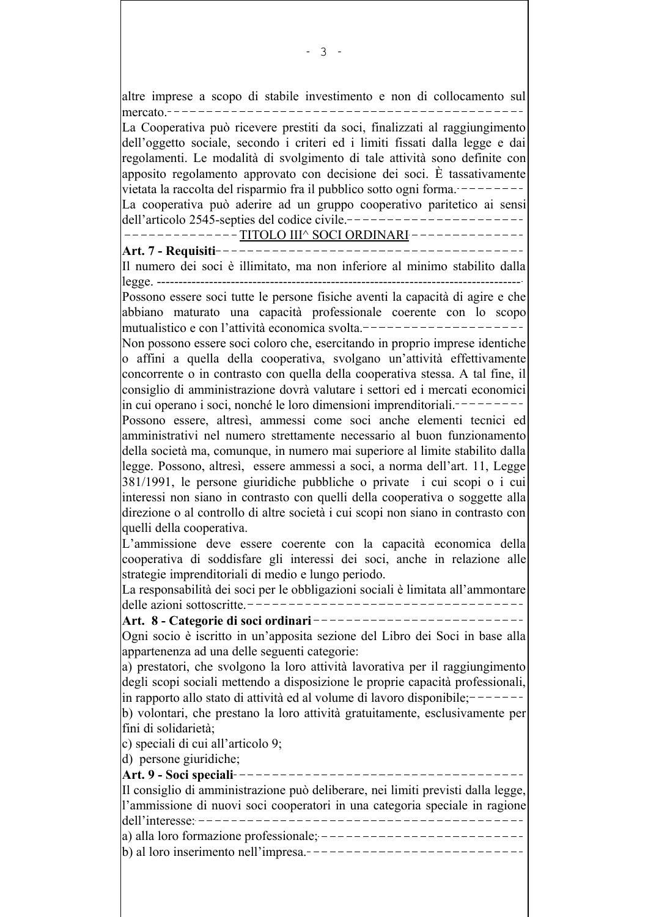altre imprese a scopo di stabile investimento e non di collocamento sul mercato.

La Cooperativa può ricevere prestiti da soci, finalizzati al raggiungimento dell'oggetto sociale, secondo i criteri ed i limiti fissati dalla legge e dai regolamenti. Le modalità di svolgimento di tale attività sono definite con apposito regolamento approvato con decisione dei soci. È tassativamente vietata la raccolta del risparmio fra il pubblico sotto ogni forma.

La cooperativa può aderire ad un gruppo cooperativo paritetico ai sensi dell'articolo 2545-septies del codice civile.

## TITOLO III^ SOCI ORDINARI

**Art. 7 - Requisiti**

Il numero dei soci è illimitato, ma non inferiore al minimo stabilito dalla legge.

Possono essere soci tutte le persone fisiche aventi la capacità di agire e che abbiano maturato una capacità professionale coerente con lo scopo mutualistico e con l'attività economica svolta.

Non possono essere soci coloro che, esercitando in proprio imprese identiche o affini a quella della cooperativa, svolgano un'attività effettivamente concorrente o in contrasto con quella della cooperativa stessa. A tal fine, il consiglio di amministrazione dovrà valutare i settori ed i mercati economici in cui operano i soci, nonché le loro dimensioni imprenditoriali.

Possono essere, altresì, ammessi come soci anche elementi tecnici ed amministrativi nel numero strettamente necessario al buon funzionamento della società ma, comunque, in numero mai superiore al limite stabilito dalla legge. Possono, altresì, essere ammessi a soci, a norma dell'art. 11, Legge 381/1991, le persone giuridiche pubbliche o private i cui scopi o i cui interessi non siano in contrasto con quelli della cooperativa o soggette alla direzione o al controllo di altre società i cui scopi non siano in contrasto con quelli della cooperativa.

L'ammissione deve essere coerente con la capacità economica della cooperativa di soddisfare gli interessi dei soci, anche in relazione alle strategie imprenditoriali di medio e lungo periodo.

La responsabilità dei soci per le obbligazioni sociali è limitata all'ammontare delle azioni sottoscritte.

**Art. 8 - Categorie di soci ordinari**

Ogni socio è iscritto in un'apposita sezione del Libro dei Soci in base alla appartenenza ad una delle seguenti categorie:

a) prestatori, che svolgono la loro attività lavorativa per il raggiungimento degli scopi sociali mettendo a disposizione le proprie capacità professionali, in rapporto allo stato di attività ed al volume di lavoro disponibile;

b) volontari, che prestano la loro attività gratuitamente, esclusivamente per fini di solidarietà;

c) speciali di cui all'articolo 9;

d) persone giuridiche;

**Art. 9 - Soci speciali**

Il consiglio di amministrazione può deliberare, nei limiti previsti dalla legge, l'ammissione di nuovi soci cooperatori in una categoria speciale in ragione dell'interesse:

a) alla loro formazione professionale;

b) al loro inserimento nell'impresa.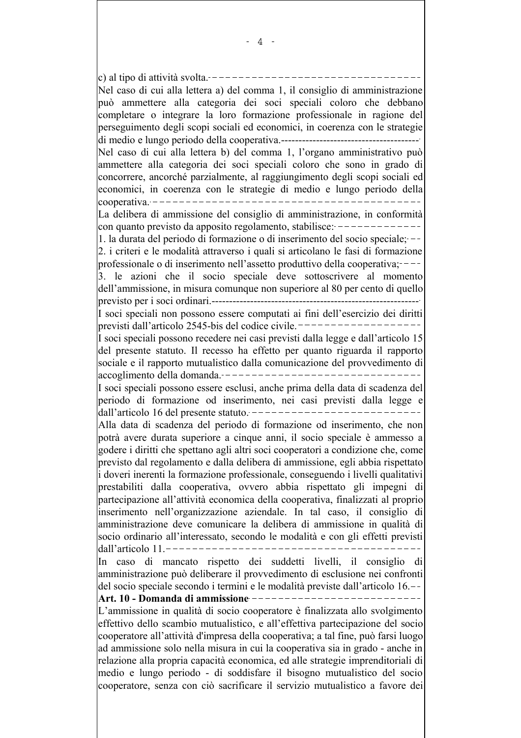c) al tipo di attività svolta.

Nel caso di cui alla lettera a) del comma 1, il consiglio di amministrazione può ammettere alla categoria dei soci speciali coloro che debbano completare o integrare la loro formazione professionale in ragione del perseguimento degli scopi sociali ed economici, in coerenza con le strategie di medio e lungo periodo della cooperativa.

Nel caso di cui alla lettera b) del comma 1, l'organo amministrativo può ammettere alla categoria dei soci speciali coloro che sono in grado di concorrere, ancorché parzialmente, al raggiungimento degli scopi sociali ed economici, in coerenza con le strategie di medio e lungo periodo della cooperativa.

La delibera di ammissione del consiglio di amministrazione, in conformità con quanto previsto da apposito regolamento, stabilisce:

1. la durata del periodo di formazione o di inserimento del socio speciale;
2. i criteri e le modalità attraverso i quali si articolano le fasi di formazione professionale o di inserimento nell'assetto produttivo della cooperativa;
3. le azioni che il socio speciale deve sottoscrivere al momento dell'ammissione, in misura comunque non superiore al 80 per cento di quello previsto per i soci ordinari.

I soci speciali non possono essere computati ai fini dell'esercizio dei diritti previsti dall'articolo 2545-bis del codice civile.

I soci speciali possono recedere nei casi previsti dalla legge e dall'articolo 15 del presente statuto. Il recesso ha effetto per quanto riguarda il rapporto sociale e il rapporto mutualistico dalla comunicazione del provvedimento di accoglimento della domanda.

I soci speciali possono essere esclusi, anche prima della data di scadenza del periodo di formazione od inserimento, nei casi previsti dalla legge e dall'articolo 16 del presente statuto.

Alla data di scadenza del periodo di formazione od inserimento, che non potrà avere durata superiore a cinque anni, il socio speciale è ammesso a godere i diritti che spettano agli altri soci cooperatori a condizione che, come previsto dal regolamento e dalla delibera di ammissione, egli abbia rispettato i doveri inerenti la formazione professionale, conseguendo i livelli qualitativi prestabiliti dalla cooperativa, ovvero abbia rispettato gli impegni di partecipazione all'attività economica della cooperativa, finalizzati al proprio inserimento nell'organizzazione aziendale. In tal caso, il consiglio di amministrazione deve comunicare la delibera di ammissione in qualità di socio ordinario all'interessato, secondo le modalità e con gli effetti previsti dall'articolo 11.

In caso di mancato rispetto dei suddetti livelli, il consiglio di amministrazione può deliberare il provvedimento di esclusione nei confronti del socio speciale secondo i termini e le modalità previste dall'articolo 16.

**Art. 10 - Domanda di ammissione**

L'ammissione in qualità di socio cooperatore è finalizzata allo svolgimento effettivo dello scambio mutualistico, e all'effettiva partecipazione del socio cooperatore all'attività d'impresa della cooperativa; a tal fine, può farsi luogo ad ammissione solo nella misura in cui la cooperativa sia in grado - anche in relazione alla propria capacità economica, ed alle strategie imprenditoriali di medio e lungo periodo - di soddisfare il bisogno mutualistico del socio cooperatore, senza con ciò sacrificare il servizio mutualistico a favore dei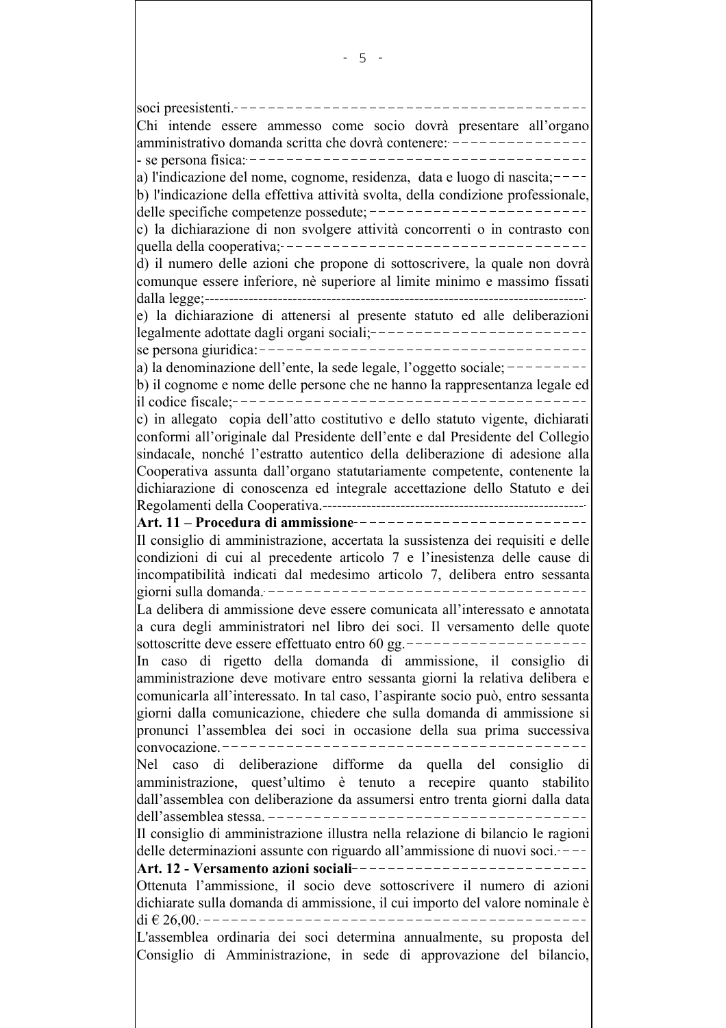soci preesistenti.

Chi intende essere ammesso come socio dovrà presentare all'organo amministrativo domanda scritta che dovrà contenere:

- se persona fisica:

a) l'indicazione del nome, cognome, residenza, data e luogo di nascita;

b) l'indicazione della effettiva attività svolta, della condizione professionale, delle specifiche competenze possedute;

c) la dichiarazione di non svolgere attività concorrenti o in contrasto con quella della cooperativa;

d) il numero delle azioni che propone di sottoscrivere, la quale non dovrà comunque essere inferiore, nè superiore al limite minimo e massimo fissati dalla legge;

e) la dichiarazione di attenersi al presente statuto ed alle deliberazioni legalmente adottate dagli organi sociali;

se persona giuridica:

a) la denominazione dell'ente, la sede legale, l'oggetto sociale;

b) il cognome e nome delle persone che ne hanno la rappresentanza legale ed il codice fiscale;

c) in allegato copia dell'atto costitutivo e dello statuto vigente, dichiarati conformi all'originale dal Presidente dell'ente e dal Presidente del Collegio sindacale, nonché l'estratto autentico della deliberazione di adesione alla Cooperativa assunta dall'organo statutariamente competente, contenente la dichiarazione di conoscenza ed integrale accettazione dello Statuto e dei Regolamenti della Cooperativa.

**Art. 11 – Procedura di ammissione**

Il consiglio di amministrazione, accertata la sussistenza dei requisiti e delle condizioni di cui al precedente articolo 7 e l'inesistenza delle cause di incompatibilità indicati dal medesimo articolo 7, delibera entro sessanta giorni sulla domanda.

La delibera di ammissione deve essere comunicata all'interessato e annotata a cura degli amministratori nel libro dei soci. Il versamento delle quote sottoscritte deve essere effettuato entro 60 gg.

In caso di rigetto della domanda di ammissione, il consiglio di amministrazione deve motivare entro sessanta giorni la relativa delibera e comunicarla all'interessato. In tal caso, l'aspirante socio può, entro sessanta giorni dalla comunicazione, chiedere che sulla domanda di ammissione si pronunci l'assemblea dei soci in occasione della sua prima successiva convocazione.

Nel caso di deliberazione difforme da quella del consiglio di amministrazione, quest'ultimo è tenuto a recepire quanto stabilito dall'assemblea con deliberazione da assumersi entro trenta giorni dalla data dell'assemblea stessa.

Il consiglio di amministrazione illustra nella relazione di bilancio le ragioni delle determinazioni assunte con riguardo all'ammissione di nuovi soci.

**Art. 12 - Versamento azioni sociali**

Ottenuta l'ammissione, il socio deve sottoscrivere il numero di azioni dichiarate sulla domanda di ammissione, il cui importo del valore nominale è di € 26,00.

L'assemblea ordinaria dei soci determina annualmente, su proposta del Consiglio di Amministrazione, in sede di approvazione del bilancio,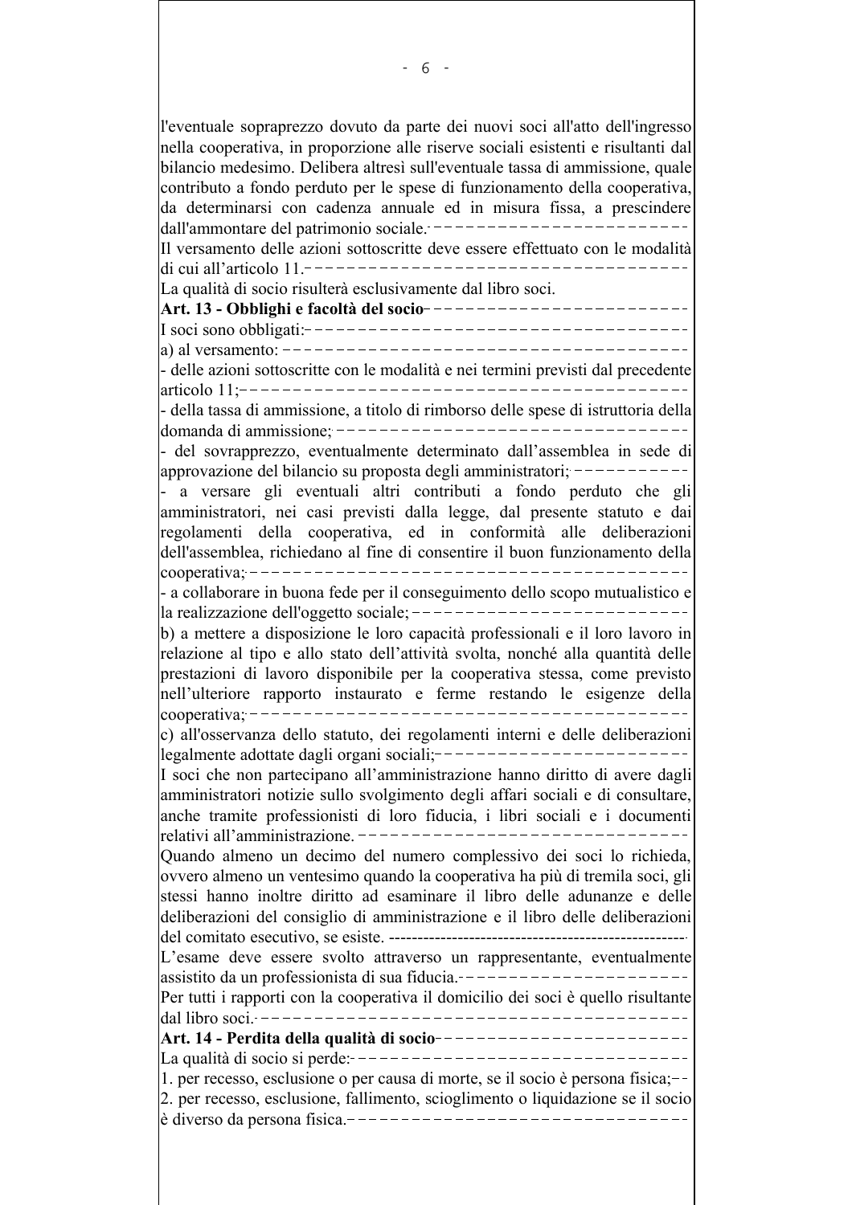l'eventuale sopraprezzo dovuto da parte dei nuovi soci all'atto dell'ingresso nella cooperativa, in proporzione alle riserve sociali esistenti e risultanti dal bilancio medesimo. Delibera altresì sull'eventuale tassa di ammissione, quale contributo a fondo perduto per le spese di funzionamento della cooperativa, da determinarsi con cadenza annuale ed in misura fissa, a prescindere dall'ammontare del patrimonio sociale.

Il versamento delle azioni sottoscritte deve essere effettuato con le modalità di cui all'articolo 11.

La qualità di socio risulterà esclusivamente dal libro soci.

**Art. 13 - Obblighi e facoltà del socio**

I soci sono obbligati:

a) al versamento:

- delle azioni sottoscritte con le modalità e nei termini previsti dal precedente articolo 11;
- della tassa di ammissione, a titolo di rimborso delle spese di istruttoria della domanda di ammissione;
- del sovrapprezzo, eventualmente determinato dall'assemblea in sede di approvazione del bilancio su proposta degli amministratori;
- a versare gli eventuali altri contributi a fondo perduto che gli amministratori, nei casi previsti dalla legge, dal presente statuto e dai regolamenti della cooperativa, ed in conformità alle deliberazioni dell'assemblea, richiedano al fine di consentire il buon funzionamento della cooperativa;
- a collaborare in buona fede per il conseguimento dello scopo mutualistico e la realizzazione dell'oggetto sociale;

b) a mettere a disposizione le loro capacità professionali e il loro lavoro in relazione al tipo e allo stato dell'attività svolta, nonché alla quantità delle prestazioni di lavoro disponibile per la cooperativa stessa, come previsto nell'ulteriore rapporto instaurato e ferme restando le esigenze della cooperativa;

c) all'osservanza dello statuto, dei regolamenti interni e delle deliberazioni legalmente adottate dagli organi sociali;

I soci che non partecipano all'amministrazione hanno diritto di avere dagli amministratori notizie sullo svolgimento degli affari sociali e di consultare, anche tramite professionisti di loro fiducia, i libri sociali e i documenti relativi all'amministrazione.

Quando almeno un decimo del numero complessivo dei soci lo richieda, ovvero almeno un ventesimo quando la cooperativa ha più di tremila soci, gli stessi hanno inoltre diritto ad esaminare il libro delle adunanze e delle deliberazioni del consiglio di amministrazione e il libro delle deliberazioni del comitato esecutivo, se esiste.

L'esame deve essere svolto attraverso un rappresentante, eventualmente assistito da un professionista di sua fiducia.

Per tutti i rapporti con la cooperativa il domicilio dei soci è quello risultante dal libro soci.

**Art. 14 - Perdita della qualità di socio**

La qualità di socio si perde:

1. per recesso, esclusione o per causa di morte, se il socio è persona fisica;
2. per recesso, esclusione, fallimento, scioglimento o liquidazione se il socio è diverso da persona fisica.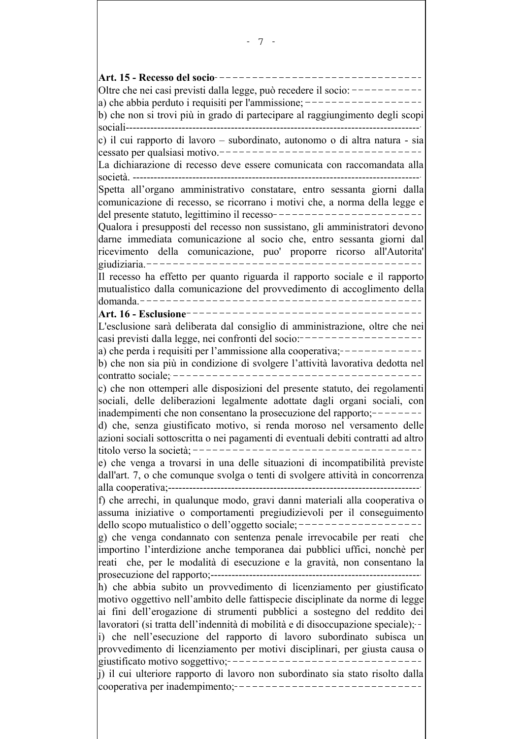**Art. 15 - Recesso del socio**

Oltre che nei casi previsti dalla legge, può recedere il socio:

a) che abbia perduto i requisiti per l'ammissione;

b) che non si trovi più in grado di partecipare al raggiungimento degli scopi sociali

c) il cui rapporto di lavoro – subordinato, autonomo o di altra natura - sia cessato per qualsiasi motivo.

La dichiarazione di recesso deve essere comunicata con raccomandata alla società.

Spetta all'organo amministrativo constatare, entro sessanta giorni dalla comunicazione di recesso, se ricorrano i motivi che, a norma della legge e del presente statuto, legittimino il recesso

Qualora i presupposti del recesso non sussistano, gli amministratori devono darne immediata comunicazione al socio che, entro sessanta giorni dal ricevimento della comunicazione, puo' proporre ricorso all'Autorita' giudiziaria.

Il recesso ha effetto per quanto riguarda il rapporto sociale e il rapporto mutualistico dalla comunicazione del provvedimento di accoglimento della domanda.

**Art. 16 - Esclusione**

L'esclusione sarà deliberata dal consiglio di amministrazione, oltre che nei casi previsti dalla legge, nei confronti del socio:

a) che perda i requisiti per l'ammissione alla cooperativa;

b) che non sia più in condizione di svolgere l'attività lavorativa dedotta nel contratto sociale;

c) che non ottemperi alle disposizioni del presente statuto, dei regolamenti sociali, delle deliberazioni legalmente adottate dagli organi sociali, con inadempimenti che non consentano la prosecuzione del rapporto;

d) che, senza giustificato motivo, si renda moroso nel versamento delle azioni sociali sottoscritta o nei pagamenti di eventuali debiti contratti ad altro titolo verso la società;

e) che venga a trovarsi in una delle situazioni di incompatibilità previste dall'art. 7, o che comunque svolga o tenti di svolgere attività in concorrenza alla cooperativa;

f) che arrechi, in qualunque modo, gravi danni materiali alla cooperativa o assuma iniziative o comportamenti pregiudizievoli per il conseguimento dello scopo mutualistico o dell'oggetto sociale;

g) che venga condannato con sentenza penale irrevocabile per reati che importino l'interdizione anche temporanea dai pubblici uffici, nonchè per reati che, per le modalità di esecuzione e la gravità, non consentano la prosecuzione del rapporto;

h) che abbia subito un provvedimento di licenziamento per giustificato motivo oggettivo nell'ambito delle fattispecie disciplinate da norme di legge ai fini dell'erogazione di strumenti pubblici a sostegno del reddito dei lavoratori (si tratta dell'indennità di mobilità e di disoccupazione speciale);

i) che nell'esecuzione del rapporto di lavoro subordinato subisca un provvedimento di licenziamento per motivi disciplinari, per giusta causa o giustificato motivo soggettivo;

j) il cui ulteriore rapporto di lavoro non subordinato sia stato risolto dalla cooperativa per inadempimento;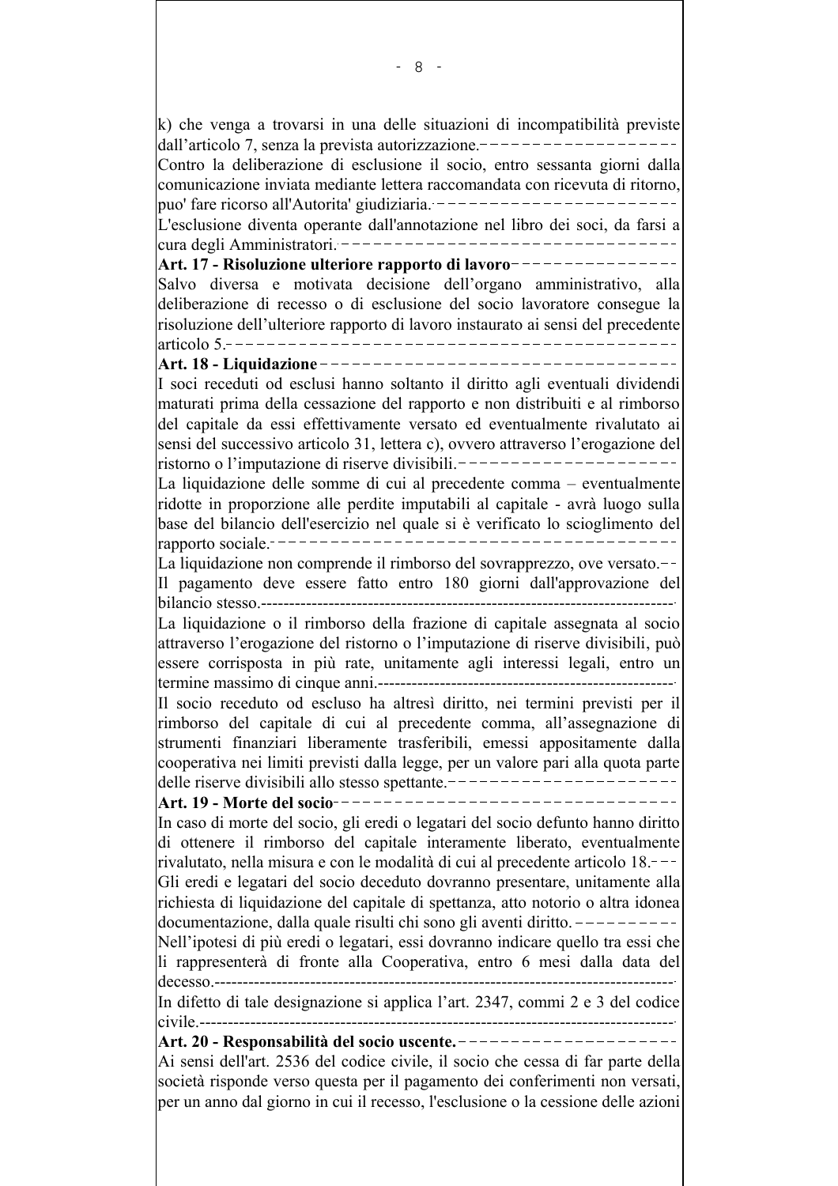k) che venga a trovarsi in una delle situazioni di incompatibilità previste dall'articolo 7, senza la prevista autorizzazione.

Contro la deliberazione di esclusione il socio, entro sessanta giorni dalla comunicazione inviata mediante lettera raccomandata con ricevuta di ritorno, puo' fare ricorso all'Autorita' giudiziaria.

L'esclusione diventa operante dall'annotazione nel libro dei soci, da farsi a cura degli Amministratori.

**Art. 17 - Risoluzione ulteriore rapporto di lavoro**

Salvo diversa e motivata decisione dell'organo amministrativo, alla deliberazione di recesso o di esclusione del socio lavoratore consegue la risoluzione dell'ulteriore rapporto di lavoro instaurato ai sensi del precedente articolo 5.

**Art. 18 - Liquidazione**

I soci receduti od esclusi hanno soltanto il diritto agli eventuali dividendi maturati prima della cessazione del rapporto e non distribuiti e al rimborso del capitale da essi effettivamente versato ed eventualmente rivalutato ai sensi del successivo articolo 31, lettera c), ovvero attraverso l'erogazione del ristorno o l'imputazione di riserve divisibili.

La liquidazione delle somme di cui al precedente comma – eventualmente ridotte in proporzione alle perdite imputabili al capitale - avrà luogo sulla base del bilancio dell'esercizio nel quale si è verificato lo scioglimento del rapporto sociale.

La liquidazione non comprende il rimborso del sovrapprezzo, ove versato.

Il pagamento deve essere fatto entro 180 giorni dall'approvazione del bilancio stesso.

La liquidazione o il rimborso della frazione di capitale assegnata al socio attraverso l'erogazione del ristorno o l'imputazione di riserve divisibili, può essere corrisposta in più rate, unitamente agli interessi legali, entro un termine massimo di cinque anni.

Il socio receduto od escluso ha altresì diritto, nei termini previsti per il rimborso del capitale di cui al precedente comma, all'assegnazione di strumenti finanziari liberamente trasferibili, emessi appositamente dalla cooperativa nei limiti previsti dalla legge, per un valore pari alla quota parte delle riserve divisibili allo stesso spettante.

**Art. 19 - Morte del socio**

In caso di morte del socio, gli eredi o legatari del socio defunto hanno diritto di ottenere il rimborso del capitale interamente liberato, eventualmente rivalutato, nella misura e con le modalità di cui al precedente articolo 18.

Gli eredi e legatari del socio deceduto dovranno presentare, unitamente alla richiesta di liquidazione del capitale di spettanza, atto notorio o altra idonea documentazione, dalla quale risulti chi sono gli aventi diritto.

Nell'ipotesi di più eredi o legatari, essi dovranno indicare quello tra essi che li rappresenterà di fronte alla Cooperativa, entro 6 mesi dalla data del decesso.

In difetto di tale designazione si applica l'art. 2347, commi 2 e 3 del codice civile.

**Art. 20 - Responsabilità del socio uscente.**

Ai sensi dell'art. 2536 del codice civile, il socio che cessa di far parte della società risponde verso questa per il pagamento dei conferimenti non versati, per un anno dal giorno in cui il recesso, l'esclusione o la cessione delle azioni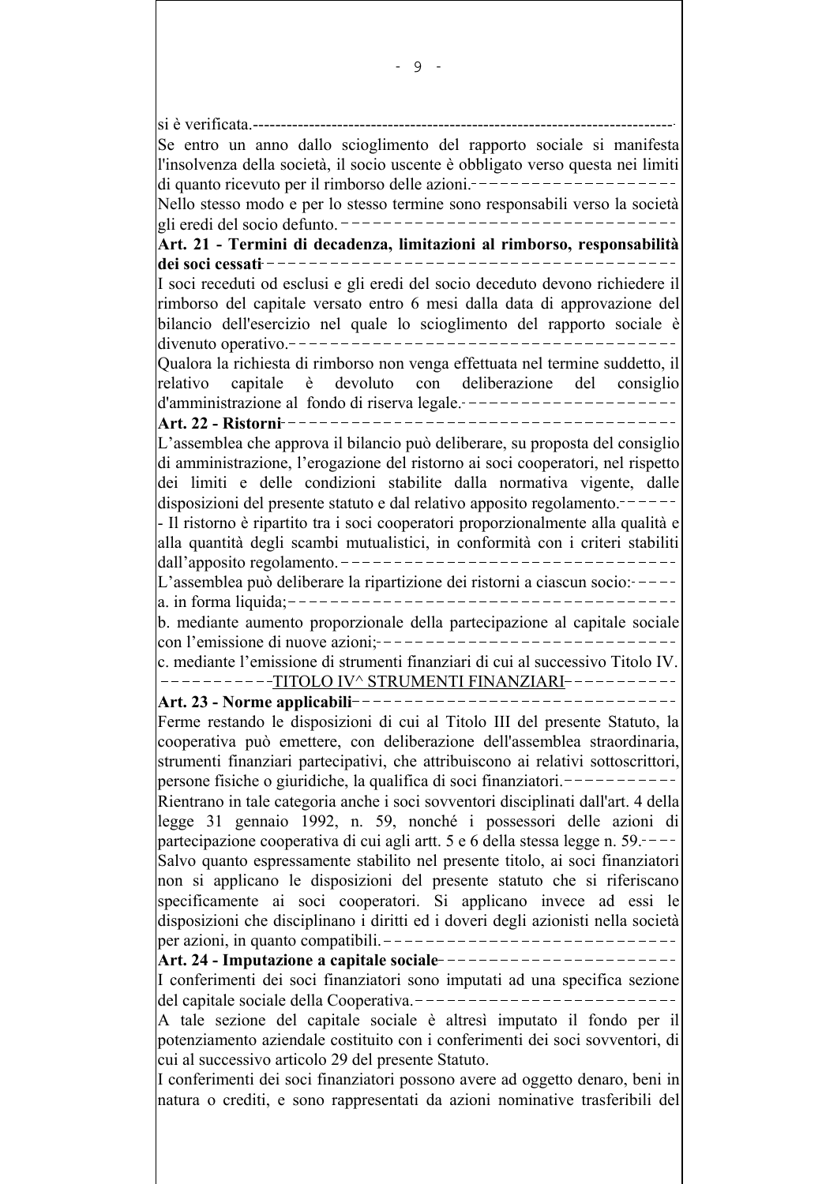si è verificata.

Se entro un anno dallo scioglimento del rapporto sociale si manifesta l'insolvenza della società, il socio uscente è obbligato verso questa nei limiti di quanto ricevuto per il rimborso delle azioni.

Nello stesso modo e per lo stesso termine sono responsabili verso la società gli eredi del socio defunto.

**Art. 21 - Termini di decadenza, limitazioni al rimborso, responsabilità dei soci cessati**

I soci receduti od esclusi e gli eredi del socio deceduto devono richiedere il rimborso del capitale versato entro 6 mesi dalla data di approvazione del bilancio dell'esercizio nel quale lo scioglimento del rapporto sociale è divenuto operativo.

Qualora la richiesta di rimborso non venga effettuata nel termine suddetto, il relativo capitale è devoluto con deliberazione del consiglio d'amministrazione al fondo di riserva legale.

**Art. 22 - Ristorni**

L'assemblea che approva il bilancio può deliberare, su proposta del consiglio di amministrazione, l'erogazione del ristorno ai soci cooperatori, nel rispetto dei limiti e delle condizioni stabilite dalla normativa vigente, dalle disposizioni del presente statuto e dal relativo apposito regolamento.

- Il ristorno è ripartito tra i soci cooperatori proporzionalmente alla qualità e alla quantità degli scambi mutualistici, in conformità con i criteri stabiliti dall'apposito regolamento.

L'assemblea può deliberare la ripartizione dei ristorni a ciascun socio:

a. in forma liquida;

b. mediante aumento proporzionale della partecipazione al capitale sociale con l'emissione di nuove azioni;

c. mediante l'emissione di strumenti finanziari di cui al successivo Titolo IV.

## TITOLO IV^ STRUMENTI FINANZIARI

**Art. 23 - Norme applicabili**

Ferme restando le disposizioni di cui al Titolo III del presente Statuto, la cooperativa può emettere, con deliberazione dell'assemblea straordinaria, strumenti finanziari partecipativi, che attribuiscono ai relativi sottoscrittori, persone fisiche o giuridiche, la qualifica di soci finanziatori.

Rientrano in tale categoria anche i soci sovventori disciplinati dall'art. 4 della legge 31 gennaio 1992, n. 59, nonché i possessori delle azioni di partecipazione cooperativa di cui agli artt. 5 e 6 della stessa legge n. 59.

Salvo quanto espressamente stabilito nel presente titolo, ai soci finanziatori non si applicano le disposizioni del presente statuto che si riferiscano specificamente ai soci cooperatori. Si applicano invece ad essi le disposizioni che disciplinano i diritti ed i doveri degli azionisti nella società per azioni, in quanto compatibili.

**Art. 24 - Imputazione a capitale sociale**

I conferimenti dei soci finanziatori sono imputati ad una specifica sezione del capitale sociale della Cooperativa.

A tale sezione del capitale sociale è altresì imputato il fondo per il potenziamento aziendale costituito con i conferimenti dei soci sovventori, di cui al successivo articolo 29 del presente Statuto.

I conferimenti dei soci finanziatori possono avere ad oggetto denaro, beni in natura o crediti, e sono rappresentati da azioni nominative trasferibili del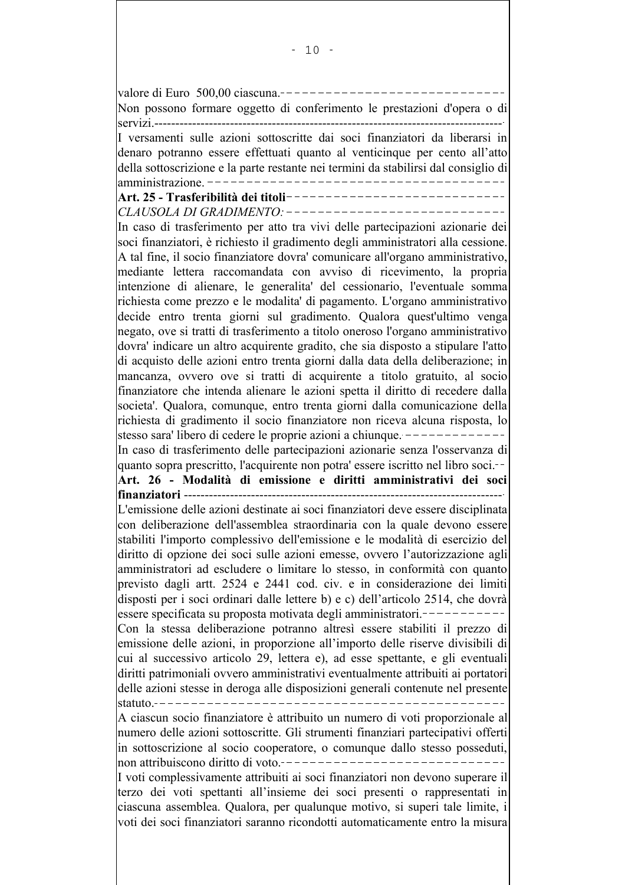valore di Euro 500,00 ciascuna.

Non possono formare oggetto di conferimento le prestazioni d'opera o di servizi.

I versamenti sulle azioni sottoscritte dai soci finanziatori da liberarsi in denaro potranno essere effettuati quanto al venticinque per cento all'atto della sottoscrizione e la parte restante nei termini da stabilirsi dal consiglio di amministrazione.

**Art. 25 - Trasferibilità dei titoli**

*CLAUSOLA DI GRADIMENTO:*

In caso di trasferimento per atto tra vivi delle partecipazioni azionarie dei soci finanziatori, è richiesto il gradimento degli amministratori alla cessione. A tal fine, il socio finanziatore dovra' comunicare all'organo amministrativo, mediante lettera raccomandata con avviso di ricevimento, la propria intenzione di alienare, le generalita' del cessionario, l'eventuale somma richiesta come prezzo e le modalita' di pagamento. L'organo amministrativo decide entro trenta giorni sul gradimento. Qualora quest'ultimo venga negato, ove si tratti di trasferimento a titolo oneroso l'organo amministrativo dovra' indicare un altro acquirente gradito, che sia disposto a stipulare l'atto di acquisto delle azioni entro trenta giorni dalla data della deliberazione; in mancanza, ovvero ove si tratti di acquirente a titolo gratuito, al socio finanziatore che intenda alienare le azioni spetta il diritto di recedere dalla societa'. Qualora, comunque, entro trenta giorni dalla comunicazione della richiesta di gradimento il socio finanziatore non riceva alcuna risposta, lo stesso sara' libero di cedere le proprie azioni a chiunque.

In caso di trasferimento delle partecipazioni azionarie senza l'osservanza di quanto sopra prescritto, l'acquirente non potra' essere iscritto nel libro soci.

**Art. 26 - Modalità di emissione e diritti amministrativi dei soci finanziatori**

L'emissione delle azioni destinate ai soci finanziatori deve essere disciplinata con deliberazione dell'assemblea straordinaria con la quale devono essere stabiliti l'importo complessivo dell'emissione e le modalità di esercizio del diritto di opzione dei soci sulle azioni emesse, ovvero l'autorizzazione agli amministratori ad escludere o limitare lo stesso, in conformità con quanto previsto dagli artt. 2524 e 2441 cod. civ. e in considerazione dei limiti disposti per i soci ordinari dalle lettere b) e c) dell'articolo 2514, che dovrà essere specificata su proposta motivata degli amministratori.

Con la stessa deliberazione potranno altresì essere stabiliti il prezzo di emissione delle azioni, in proporzione all'importo delle riserve divisibili di cui al successivo articolo 29, lettera e), ad esse spettante, e gli eventuali diritti patrimoniali ovvero amministrativi eventualmente attribuiti ai portatori delle azioni stesse in deroga alle disposizioni generali contenute nel presente statuto.

A ciascun socio finanziatore è attribuito un numero di voti proporzionale al numero delle azioni sottoscritte. Gli strumenti finanziari partecipativi offerti in sottoscrizione al socio cooperatore, o comunque dallo stesso posseduti, non attribuiscono diritto di voto.

I voti complessivamente attribuiti ai soci finanziatori non devono superare il terzo dei voti spettanti all'insieme dei soci presenti o rappresentati in ciascuna assemblea. Qualora, per qualunque motivo, si superi tale limite, i voti dei soci finanziatori saranno ricondotti automaticamente entro la misura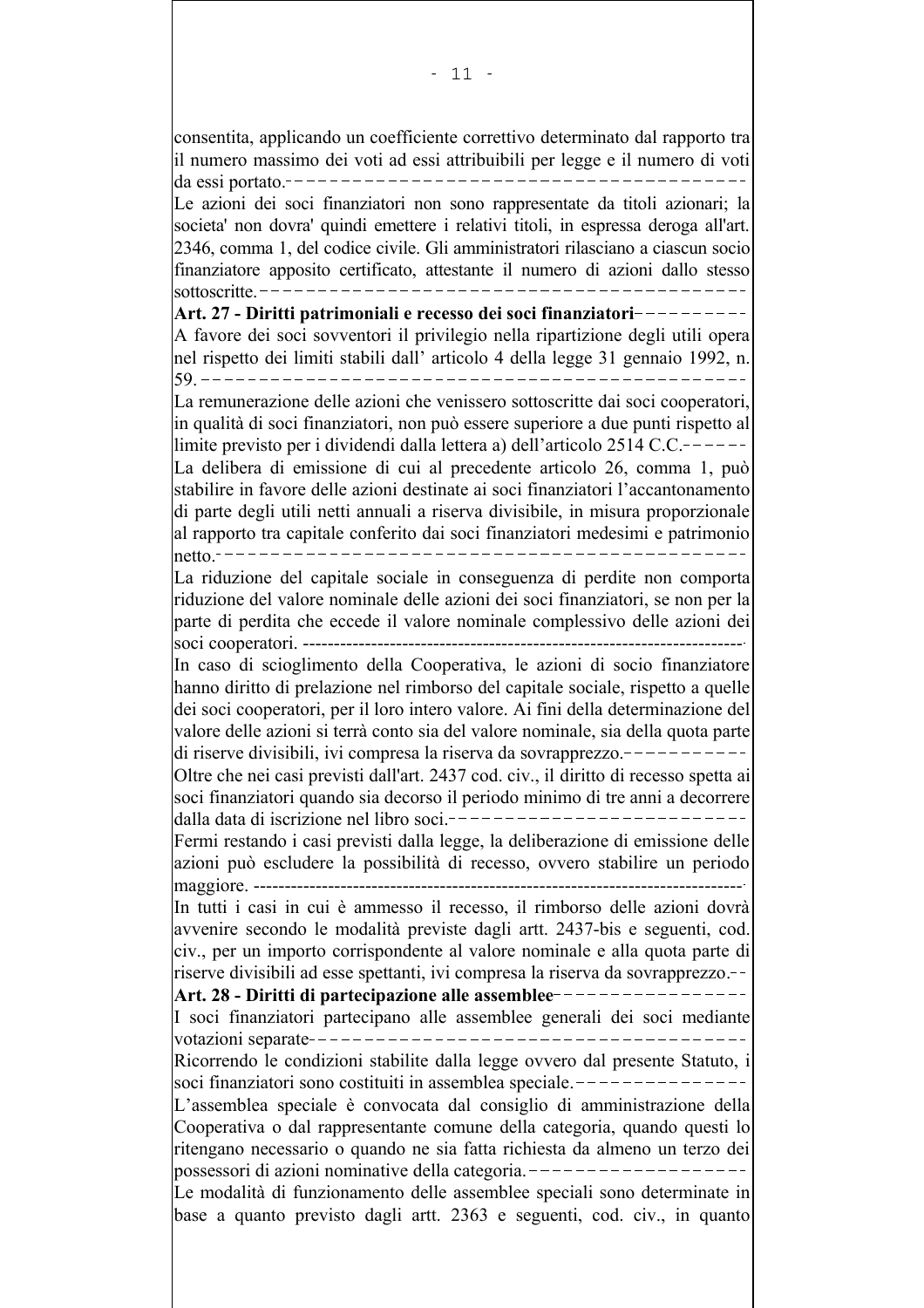consentita, applicando un coefficiente correttivo determinato dal rapporto tra il numero massimo dei voti ad essi attribuibili per legge e il numero di voti da essi portato.

Le azioni dei soci finanziatori non sono rappresentate da titoli azionari; la societa' non dovra' quindi emettere i relativi titoli, in espressa deroga all'art. 2346, comma 1, del codice civile. Gli amministratori rilasciano a ciascun socio finanziatore apposito certificato, attestante il numero di azioni dallo stesso sottoscritte.

**Art. 27 - Diritti patrimoniali e recesso dei soci finanziatori**

A favore dei soci sovventori il privilegio nella ripartizione degli utili opera nel rispetto dei limiti stabili dall' articolo 4 della legge 31 gennaio 1992, n. 59.

La remunerazione delle azioni che venissero sottoscritte dai soci cooperatori, in qualità di soci finanziatori, non può essere superiore a due punti rispetto al limite previsto per i dividendi dalla lettera a) dell'articolo 2514 C.C.

La delibera di emissione di cui al precedente articolo 26, comma 1, può stabilire in favore delle azioni destinate ai soci finanziatori l'accantonamento di parte degli utili netti annuali a riserva divisibile, in misura proporzionale al rapporto tra capitale conferito dai soci finanziatori medesimi e patrimonio netto.

La riduzione del capitale sociale in conseguenza di perdite non comporta riduzione del valore nominale delle azioni dei soci finanziatori, se non per la parte di perdita che eccede il valore nominale complessivo delle azioni dei soci cooperatori.

In caso di scioglimento della Cooperativa, le azioni di socio finanziatore hanno diritto di prelazione nel rimborso del capitale sociale, rispetto a quelle dei soci cooperatori, per il loro intero valore. Ai fini della determinazione del valore delle azioni si terrà conto sia del valore nominale, sia della quota parte di riserve divisibili, ivi compresa la riserva da sovrapprezzo.

Oltre che nei casi previsti dall'art. 2437 cod. civ., il diritto di recesso spetta ai soci finanziatori quando sia decorso il periodo minimo di tre anni a decorrere dalla data di iscrizione nel libro soci.

Fermi restando i casi previsti dalla legge, la deliberazione di emissione delle azioni può escludere la possibilità di recesso, ovvero stabilire un periodo maggiore.

In tutti i casi in cui è ammesso il recesso, il rimborso delle azioni dovrà avvenire secondo le modalità previste dagli artt. 2437-bis e seguenti, cod. civ., per un importo corrispondente al valore nominale e alla quota parte di riserve divisibili ad esse spettanti, ivi compresa la riserva da sovrapprezzo.

**Art. 28 - Diritti di partecipazione alle assemblee**

I soci finanziatori partecipano alle assemblee generali dei soci mediante votazioni separate

Ricorrendo le condizioni stabilite dalla legge ovvero dal presente Statuto, i soci finanziatori sono costituiti in assemblea speciale.

L'assemblea speciale è convocata dal consiglio di amministrazione della Cooperativa o dal rappresentante comune della categoria, quando questi lo ritengano necessario o quando ne sia fatta richiesta da almeno un terzo dei possessori di azioni nominative della categoria.

Le modalità di funzionamento delle assemblee speciali sono determinate in base a quanto previsto dagli artt. 2363 e seguenti, cod. civ., in quanto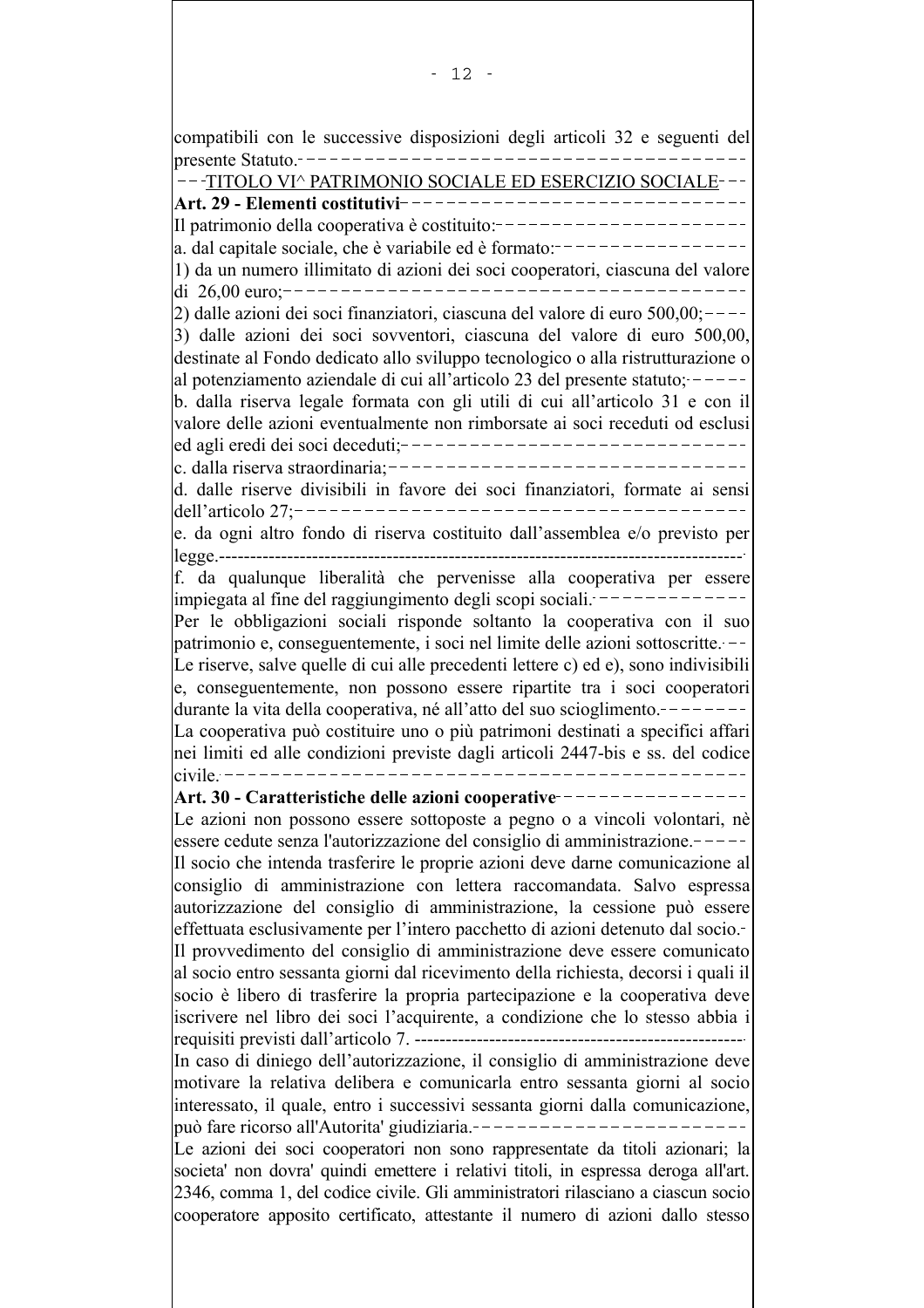compatibili con le successive disposizioni degli articoli 32 e seguenti del presente Statuto.

## TITOLO VI^ PATRIMONIO SOCIALE ED ESERCIZIO SOCIALE

**Art. 29 - Elementi costitutivi**

Il patrimonio della cooperativa è costituito:

a. dal capitale sociale, che è variabile ed è formato:

1) da un numero illimitato di azioni dei soci cooperatori, ciascuna del valore di 26,00 euro;

2) dalle azioni dei soci finanziatori, ciascuna del valore di euro 500,00;

3) dalle azioni dei soci sovventori, ciascuna del valore di euro 500,00, destinate al Fondo dedicato allo sviluppo tecnologico o alla ristrutturazione o al potenziamento aziendale di cui all'articolo 23 del presente statuto;

b. dalla riserva legale formata con gli utili di cui all'articolo 31 e con il valore delle azioni eventualmente non rimborsate ai soci receduti od esclusi ed agli eredi dei soci deceduti;

c. dalla riserva straordinaria;

d. dalle riserve divisibili in favore dei soci finanziatori, formate ai sensi dell'articolo 27;

e. da ogni altro fondo di riserva costituito dall'assemblea e/o previsto per legge.

f. da qualunque liberalità che pervenisse alla cooperativa per essere impiegata al fine del raggiungimento degli scopi sociali.

Per le obbligazioni sociali risponde soltanto la cooperativa con il suo patrimonio e, conseguentemente, i soci nel limite delle azioni sottoscritte.

Le riserve, salve quelle di cui alle precedenti lettere c) ed e), sono indivisibili e, conseguentemente, non possono essere ripartite tra i soci cooperatori durante la vita della cooperativa, né all'atto del suo scioglimento.

La cooperativa può costituire uno o più patrimoni destinati a specifici affari nei limiti ed alle condizioni previste dagli articoli 2447-bis e ss. del codice civile.

**Art. 30 - Caratteristiche delle azioni cooperative**

Le azioni non possono essere sottoposte a pegno o a vincoli volontari, nè essere cedute senza l'autorizzazione del consiglio di amministrazione.

Il socio che intenda trasferire le proprie azioni deve darne comunicazione al consiglio di amministrazione con lettera raccomandata. Salvo espressa autorizzazione del consiglio di amministrazione, la cessione può essere effettuata esclusivamente per l'intero pacchetto di azioni detenuto dal socio.

Il provvedimento del consiglio di amministrazione deve essere comunicato al socio entro sessanta giorni dal ricevimento della richiesta, decorsi i quali il socio è libero di trasferire la propria partecipazione e la cooperativa deve iscrivere nel libro dei soci l'acquirente, a condizione che lo stesso abbia i requisiti previsti dall'articolo 7.

In caso di diniego dell'autorizzazione, il consiglio di amministrazione deve motivare la relativa delibera e comunicarla entro sessanta giorni al socio interessato, il quale, entro i successivi sessanta giorni dalla comunicazione, può fare ricorso all'Autorita' giudiziaria.

Le azioni dei soci cooperatori non sono rappresentate da titoli azionari; la societa' non dovra' quindi emettere i relativi titoli, in espressa deroga all'art. 2346, comma 1, del codice civile. Gli amministratori rilasciano a ciascun socio cooperatore apposito certificato, attestante il numero di azioni dallo stesso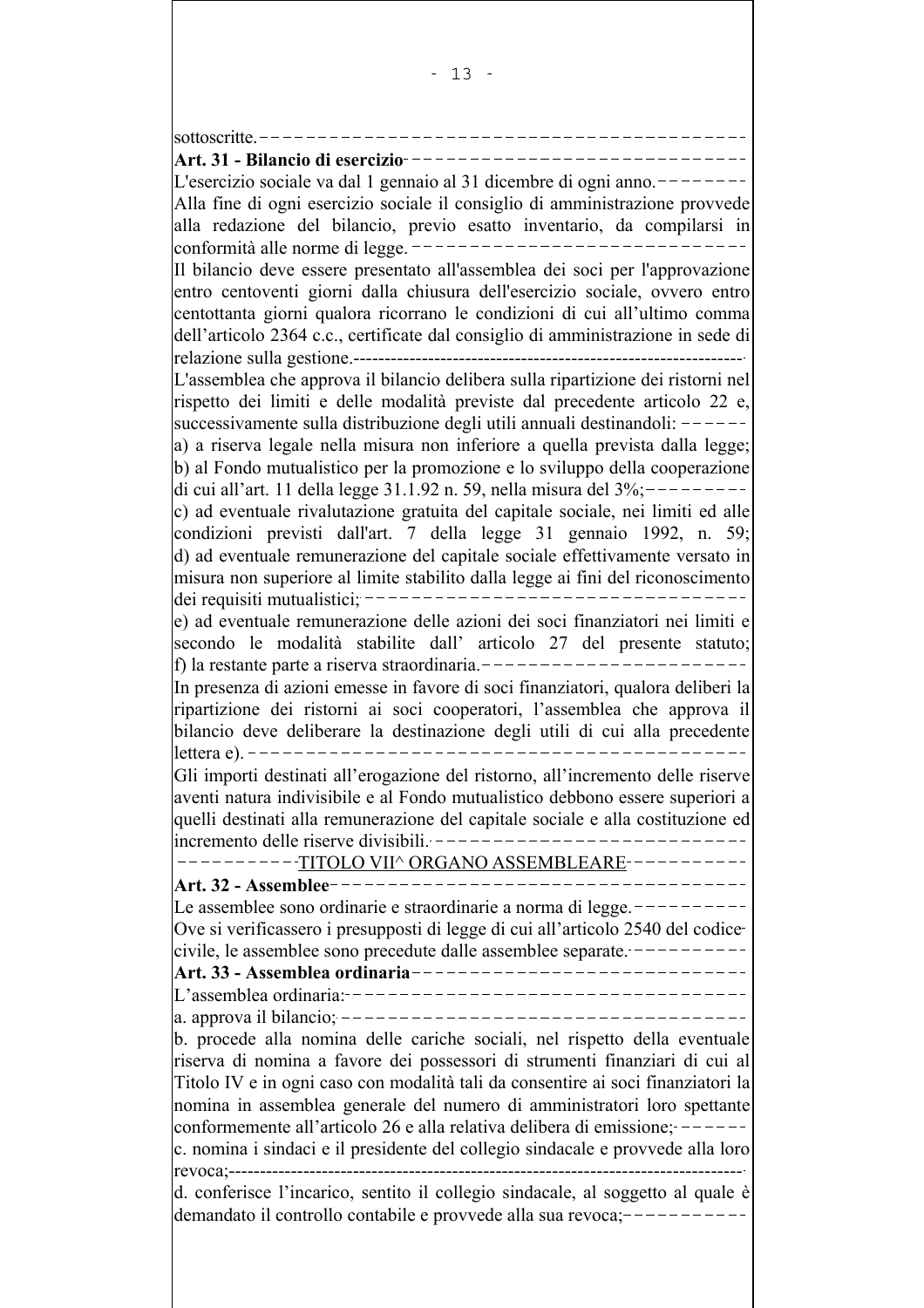sottoscritte.

**Art. 31 - Bilancio di esercizio**

L'esercizio sociale va dal 1 gennaio al 31 dicembre di ogni anno.

Alla fine di ogni esercizio sociale il consiglio di amministrazione provvede alla redazione del bilancio, previo esatto inventario, da compilarsi in conformità alle norme di legge.

Il bilancio deve essere presentato all'assemblea dei soci per l'approvazione entro centoventi giorni dalla chiusura dell'esercizio sociale, ovvero entro centottanta giorni qualora ricorrano le condizioni di cui all'ultimo comma dell'articolo 2364 c.c., certificate dal consiglio di amministrazione in sede di relazione sulla gestione.

L'assemblea che approva il bilancio delibera sulla ripartizione dei ristorni nel rispetto dei limiti e delle modalità previste dal precedente articolo 22 e, successivamente sulla distribuzione degli utili annuali destinandoli:

a) a riserva legale nella misura non inferiore a quella prevista dalla legge;
b) al Fondo mutualistico per la promozione e lo sviluppo della cooperazione di cui all'art. 11 della legge 31.1.92 n. 59, nella misura del 3%;
c) ad eventuale rivalutazione gratuita del capitale sociale, nei limiti ed alle condizioni previsti dall'art. 7 della legge 31 gennaio 1992, n. 59;
d) ad eventuale remunerazione del capitale sociale effettivamente versato in misura non superiore al limite stabilito dalla legge ai fini del riconoscimento dei requisiti mutualistici;
e) ad eventuale remunerazione delle azioni dei soci finanziatori nei limiti e secondo le modalità stabilite dall' articolo 27 del presente statuto;
f) la restante parte a riserva straordinaria.

In presenza di azioni emesse in favore di soci finanziatori, qualora deliberi la ripartizione dei ristorni ai soci cooperatori, l'assemblea che approva il bilancio deve deliberare la destinazione degli utili di cui alla precedente lettera e).

Gli importi destinati all'erogazione del ristorno, all'incremento delle riserve aventi natura indivisibile e al Fondo mutualistico debbono essere superiori a quelli destinati alla remunerazione del capitale sociale e alla costituzione ed incremento delle riserve divisibili.

## TITOLO VII^ ORGANO ASSEMBLEARE

**Art. 32 - Assemblee**

Le assemblee sono ordinarie e straordinarie a norma di legge.

Ove si verificassero i presupposti di legge di cui all'articolo 2540 del codice civile, le assemblee sono precedute dalle assemblee separate.

**Art. 33 - Assemblea ordinaria**

L'assemblea ordinaria:

a. approva il bilancio;

b. procede alla nomina delle cariche sociali, nel rispetto della eventuale riserva di nomina a favore dei possessori di strumenti finanziari di cui al Titolo IV e in ogni caso con modalità tali da consentire ai soci finanziatori la nomina in assemblea generale del numero di amministratori loro spettante conformemente all'articolo 26 e alla relativa delibera di emissione;

c. nomina i sindaci e il presidente del collegio sindacale e provvede alla loro revoca;

d. conferisce l'incarico, sentito il collegio sindacale, al soggetto al quale è demandato il controllo contabile e provvede alla sua revoca;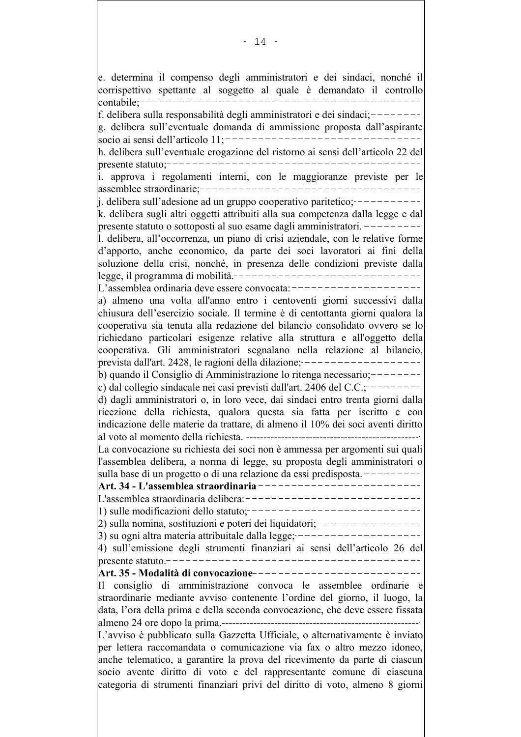e. determina il compenso degli amministratori e dei sindaci, nonché il corrispettivo spettante al soggetto al quale è demandato il controllo contabile;-----------------------------------------
f. delibera sulla responsabilità degli amministratori e dei sindaci;--------
g. delibera sull'eventuale domanda di ammissione proposta dall'aspirante socio ai sensi dell'articolo 11;------------------------------
h. delibera sull'eventuale erogazione del ristorno ai sensi dell'articolo 22 del presente statuto;--------------------------------------
i. approva i regolamenti interni, con le maggioranze previste per le assemblee straordinarie;----------------------------------
j. delibera sull'adesione ad un gruppo cooperativo paritetico;-----------
k. delibera sugli altri oggetti attribuiti alla sua competenza dalla legge e dal presente statuto o sottoposti al suo esame dagli amministratori. ---------
l. delibera, all'occorrenza, un piano di crisi aziendale, con le relative forme d'apporto, anche economico, da parte dei soci lavoratori ai fini della soluzione della crisi, nonché, in presenza delle condizioni previste dalla legge, il programma di mobilità.------------------------------
L'assemblea ordinaria deve essere convocata:---------------------
a) almeno una volta all'anno entro i centoventi giorni successivi dalla chiusura dell'esercizio sociale. Il termine è di centottanta giorni qualora la cooperativa sia tenuta alla redazione del bilancio consolidato ovvero se lo richiedano particolari esigenze relative alla struttura e all'oggetto della cooperativa. Gli amministratori segnalano nella relazione al bilancio, prevista dall'art. 2428, le ragioni della dilazione;-------------------
b) quando il Consiglio di Amministrazione lo ritenga necessario;--------
c) dal collegio sindacale nei casi previsti dall'art. 2406 del C.C.;---------
d) dagli amministratori o, in loro vece, dai sindaci entro trenta giorni dalla ricezione della richiesta, qualora questa sia fatta per iscritto e con indicazione delle materie da trattare, di almeno il 10% dei soci aventi diritto al voto al momento della richiesta. -------------------------------------------------
La convocazione su richiesta dei soci non è ammessa per argomenti sui quali l'assemblea delibera, a norma di legge, su proposta degli amministratori o sulla base di un progetto o di una relazione da essi predisposta. ---------

**Art. 34 - L'assemblea straordinaria**-------------------------

L'assemblea straordinaria delibera:----------------------------
1) sulle modificazioni dello statuto;---------------------------
2) sulla nomina, sostituzioni e poteri dei liquidatori;----------------
3) su ogni altra materia attribuitale dalla legge;--------------------
4) sull'emissione degli strumenti finanziari ai sensi dell'articolo 26 del presente statuto.----------------------------------------

**Art. 35 - Modalità di convocazione**--------------------------

Il consiglio di amministrazione convoca le assemblee ordinarie e straordinarie mediante avviso contenente l'ordine del giorno, il luogo, la data, l'ora della prima e della seconda convocazione, che deve essere fissata almeno 24 ore dopo la prima.--------------------------------------------------------
L'avviso è pubblicato sulla Gazzetta Ufficiale, o alternativamente è inviato per lettera raccomandata o comunicazione via fax o altro mezzo idoneo, anche telematico, a garantire la prova del ricevimento da parte di ciascun socio avente diritto di voto e del rappresentante comune di ciascuna categoria di strumenti finanziari privi del diritto di voto, almeno 8 giorni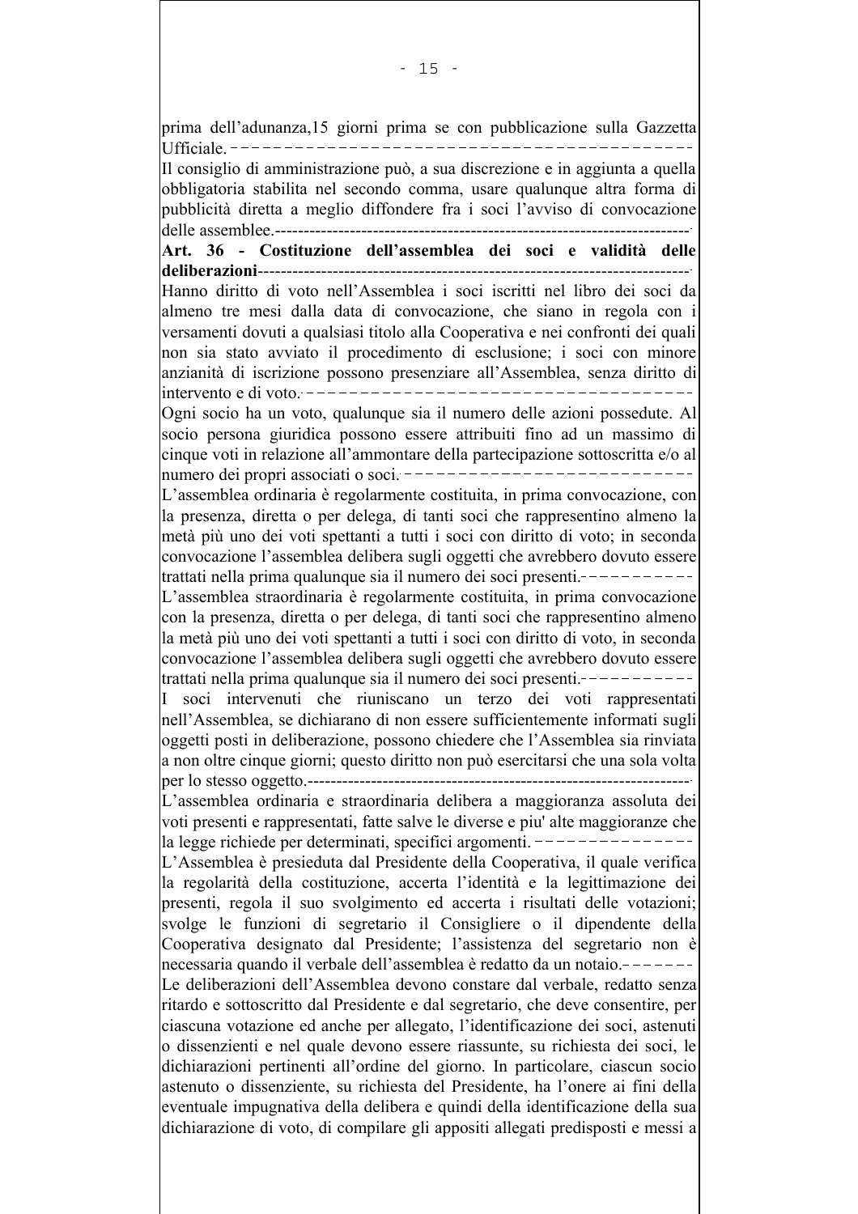prima dell'adunanza,15 giorni prima se con pubblicazione sulla Gazzetta Ufficiale.

Il consiglio di amministrazione può, a sua discrezione e in aggiunta a quella obbligatoria stabilita nel secondo comma, usare qualunque altra forma di pubblicità diretta a meglio diffondere fra i soci l'avviso di convocazione delle assemblee.

**Art. 36 - Costituzione dell'assemblea dei soci e validità delle deliberazioni**

Hanno diritto di voto nell'Assemblea i soci iscritti nel libro dei soci da almeno tre mesi dalla data di convocazione, che siano in regola con i versamenti dovuti a qualsiasi titolo alla Cooperativa e nei confronti dei quali non sia stato avviato il procedimento di esclusione; i soci con minore anzianità di iscrizione possono presenziare all'Assemblea, senza diritto di intervento e di voto.

Ogni socio ha un voto, qualunque sia il numero delle azioni possedute. Al socio persona giuridica possono essere attribuiti fino ad un massimo di cinque voti in relazione all'ammontare della partecipazione sottoscritta e/o al numero dei propri associati o soci.

L'assemblea ordinaria è regolarmente costituita, in prima convocazione, con la presenza, diretta o per delega, di tanti soci che rappresentino almeno la metà più uno dei voti spettanti a tutti i soci con diritto di voto; in seconda convocazione l'assemblea delibera sugli oggetti che avrebbero dovuto essere trattati nella prima qualunque sia il numero dei soci presenti.

L'assemblea straordinaria è regolarmente costituita, in prima convocazione con la presenza, diretta o per delega, di tanti soci che rappresentino almeno la metà più uno dei voti spettanti a tutti i soci con diritto di voto, in seconda convocazione l'assemblea delibera sugli oggetti che avrebbero dovuto essere trattati nella prima qualunque sia il numero dei soci presenti.

I soci intervenuti che riuniscano un terzo dei voti rappresentati nell'Assemblea, se dichiarano di non essere sufficientemente informati sugli oggetti posti in deliberazione, possono chiedere che l'Assemblea sia rinviata a non oltre cinque giorni; questo diritto non può esercitarsi che una sola volta per lo stesso oggetto.

L'assemblea ordinaria e straordinaria delibera a maggioranza assoluta dei voti presenti e rappresentati, fatte salve le diverse e piu' alte maggioranze che la legge richiede per determinati, specifici argomenti.

L'Assemblea è presieduta dal Presidente della Cooperativa, il quale verifica la regolarità della costituzione, accerta l'identità e la legittimazione dei presenti, regola il suo svolgimento ed accerta i risultati delle votazioni; svolge le funzioni di segretario il Consigliere o il dipendente della Cooperativa designato dal Presidente; l'assistenza del segretario non è necessaria quando il verbale dell'assemblea è redatto da un notaio.

Le deliberazioni dell'Assemblea devono constare dal verbale, redatto senza ritardo e sottoscritto dal Presidente e dal segretario, che deve consentire, per ciascuna votazione ed anche per allegato, l'identificazione dei soci, astenuti o dissenzienti e nel quale devono essere riassunte, su richiesta dei soci, le dichiarazioni pertinenti all'ordine del giorno. In particolare, ciascun socio astenuto o dissenziente, su richiesta del Presidente, ha l'onere ai fini della eventuale impugnativa della delibera e quindi della identificazione della sua dichiarazione di voto, di compilare gli appositi allegati predisposti e messi a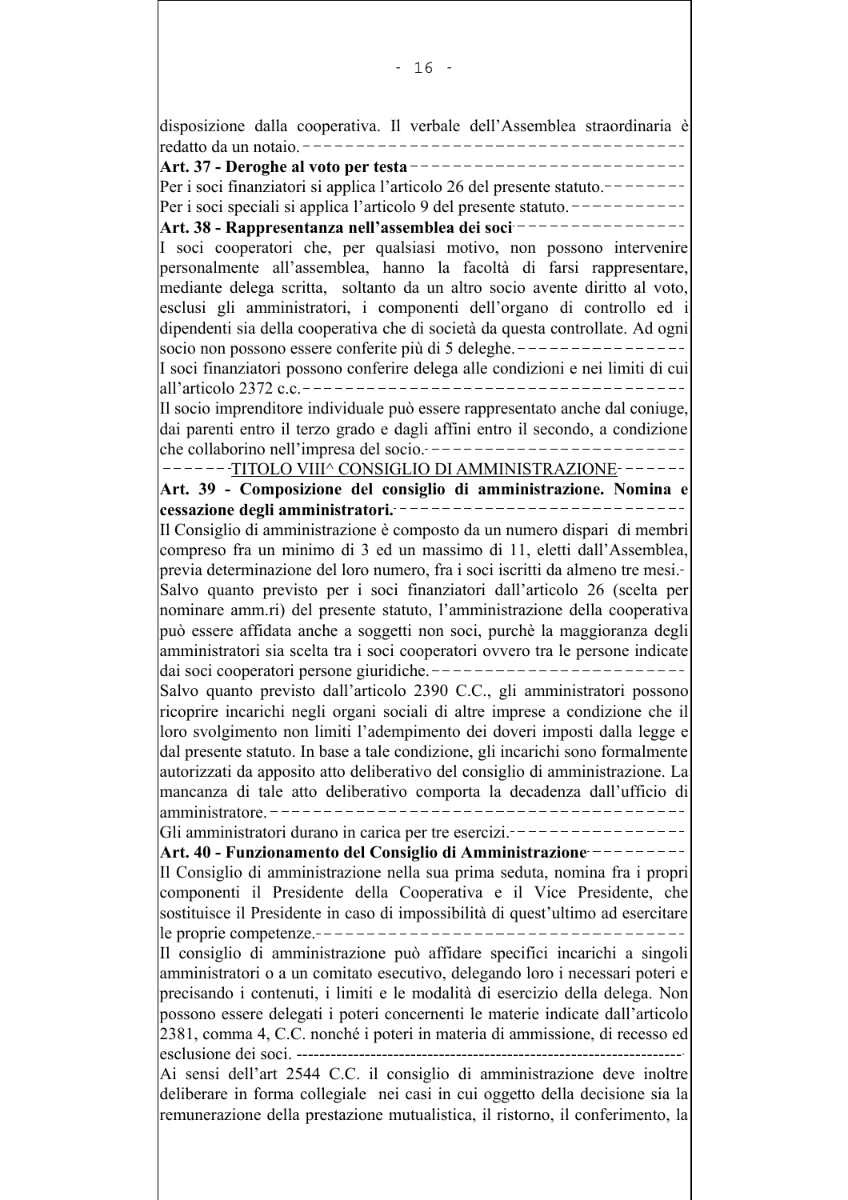disposizione dalla cooperativa. Il verbale dell'Assemblea straordinaria è redatto da un notaio.

**Art. 37 - Deroghe al voto per testa**

Per i soci finanziatori si applica l'articolo 26 del presente statuto.

Per i soci speciali si applica l'articolo 9 del presente statuto.

**Art. 38 - Rappresentanza nell'assemblea dei soci**

I soci cooperatori che, per qualsiasi motivo, non possono intervenire personalmente all'assemblea, hanno la facoltà di farsi rappresentare, mediante delega scritta, soltanto da un altro socio avente diritto al voto, esclusi gli amministratori, i componenti dell'organo di controllo ed i dipendenti sia della cooperativa che di società da questa controllate. Ad ogni socio non possono essere conferite più di 5 deleghe.

I soci finanziatori possono conferire delega alle condizioni e nei limiti di cui all'articolo 2372 c.c.

Il socio imprenditore individuale può essere rappresentato anche dal coniuge, dai parenti entro il terzo grado e dagli affini entro il secondo, a condizione che collaborino nell'impresa del socio.

## TITOLO VIII^ CONSIGLIO DI AMMINISTRAZIONE

**Art. 39 - Composizione del consiglio di amministrazione. Nomina e cessazione degli amministratori.**

Il Consiglio di amministrazione è composto da un numero dispari di membri compreso fra un minimo di 3 ed un massimo di 11, eletti dall'Assemblea, previa determinazione del loro numero, fra i soci iscritti da almeno tre mesi.

Salvo quanto previsto per i soci finanziatori dall'articolo 26 (scelta per nominare amm.ri) del presente statuto, l'amministrazione della cooperativa può essere affidata anche a soggetti non soci, purchè la maggioranza degli amministratori sia scelta tra i soci cooperatori ovvero tra le persone indicate dai soci cooperatori persone giuridiche.

Salvo quanto previsto dall'articolo 2390 C.C., gli amministratori possono ricoprire incarichi negli organi sociali di altre imprese a condizione che il loro svolgimento non limiti l'adempimento dei doveri imposti dalla legge e dal presente statuto. In base a tale condizione, gli incarichi sono formalmente autorizzati da apposito atto deliberativo del consiglio di amministrazione. La mancanza di tale atto deliberativo comporta la decadenza dall'ufficio di amministratore.

Gli amministratori durano in carica per tre esercizi.

**Art. 40 - Funzionamento del Consiglio di Amministrazione**

Il Consiglio di amministrazione nella sua prima seduta, nomina fra i propri componenti il Presidente della Cooperativa e il Vice Presidente, che sostituisce il Presidente in caso di impossibilità di quest'ultimo ad esercitare le proprie competenze.

Il consiglio di amministrazione può affidare specifici incarichi a singoli amministratori o a un comitato esecutivo, delegando loro i necessari poteri e precisando i contenuti, i limiti e le modalità di esercizio della delega. Non possono essere delegati i poteri concernenti le materie indicate dall'articolo 2381, comma 4, C.C. nonché i poteri in materia di ammissione, di recesso ed esclusione dei soci.

Ai sensi dell'art 2544 C.C. il consiglio di amministrazione deve inoltre deliberare in forma collegiale nei casi in cui oggetto della decisione sia la remunerazione della prestazione mutualistica, il ristorno, il conferimento, la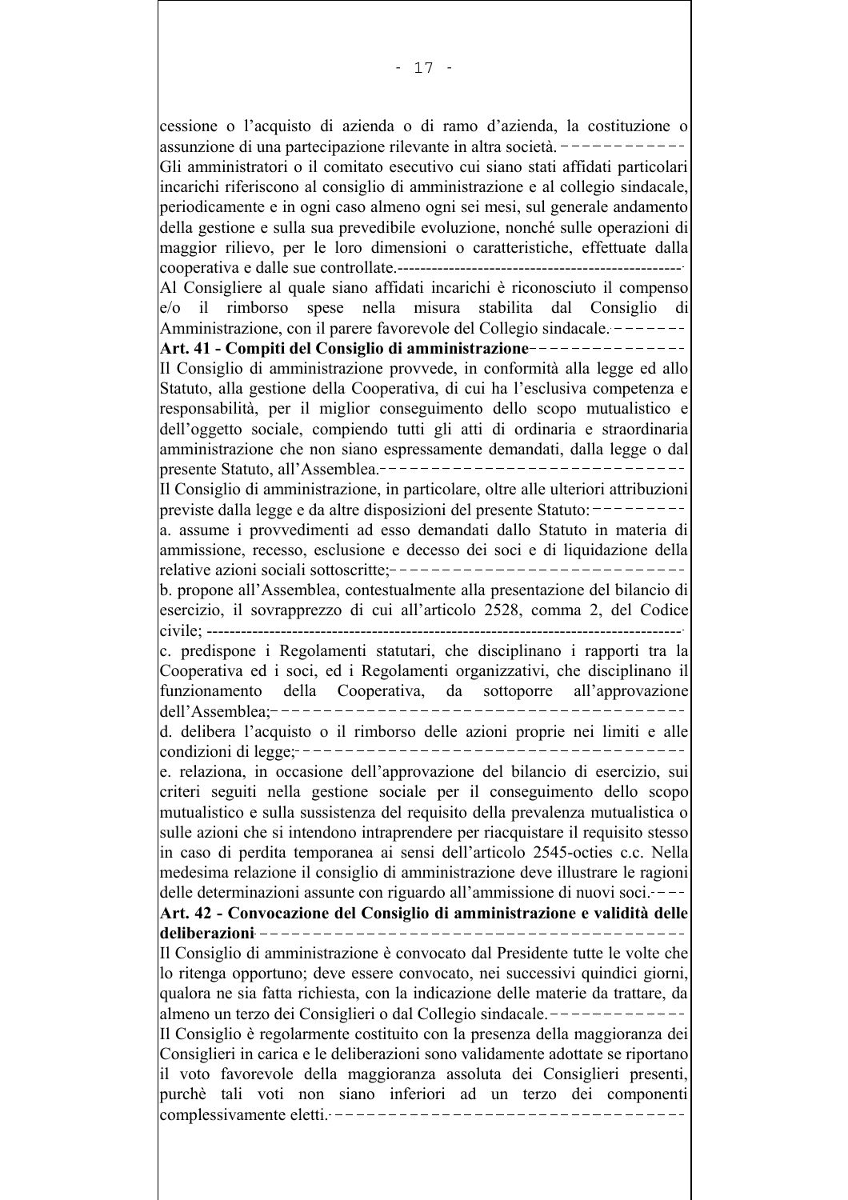cessione o l'acquisto di azienda o di ramo d'azienda, la costituzione o assunzione di una partecipazione rilevante in altra società.

Gli amministratori o il comitato esecutivo cui siano stati affidati particolari incarichi riferiscono al consiglio di amministrazione e al collegio sindacale, periodicamente e in ogni caso almeno ogni sei mesi, sul generale andamento della gestione e sulla sua prevedibile evoluzione, nonché sulle operazioni di maggior rilievo, per le loro dimensioni o caratteristiche, effettuate dalla cooperativa e dalle sue controllate.

Al Consigliere al quale siano affidati incarichi è riconosciuto il compenso e/o il rimborso spese nella misura stabilita dal Consiglio di Amministrazione, con il parere favorevole del Collegio sindacale.

**Art. 41 - Compiti del Consiglio di amministrazione**

Il Consiglio di amministrazione provvede, in conformità alla legge ed allo Statuto, alla gestione della Cooperativa, di cui ha l'esclusiva competenza e responsabilità, per il miglior conseguimento dello scopo mutualistico e dell'oggetto sociale, compiendo tutti gli atti di ordinaria e straordinaria amministrazione che non siano espressamente demandati, dalla legge o dal presente Statuto, all'Assemblea.

Il Consiglio di amministrazione, in particolare, oltre alle ulteriori attribuzioni previste dalla legge e da altre disposizioni del presente Statuto:

a. assume i provvedimenti ad esso demandati dallo Statuto in materia di ammissione, recesso, esclusione e decesso dei soci e di liquidazione della relative azioni sociali sottoscritte;

b. propone all'Assemblea, contestualmente alla presentazione del bilancio di esercizio, il sovrapprezzo di cui all'articolo 2528, comma 2, del Codice civile;

c. predispone i Regolamenti statutari, che disciplinano i rapporti tra la Cooperativa ed i soci, ed i Regolamenti organizzativi, che disciplinano il funzionamento della Cooperativa, da sottoporre all'approvazione dell'Assemblea;

d. delibera l'acquisto o il rimborso delle azioni proprie nei limiti e alle condizioni di legge;

e. relaziona, in occasione dell'approvazione del bilancio di esercizio, sui criteri seguiti nella gestione sociale per il conseguimento dello scopo mutualistico e sulla sussistenza del requisito della prevalenza mutualistica o sulle azioni che si intendono intraprendere per riacquistare il requisito stesso in caso di perdita temporanea ai sensi dell'articolo 2545-octies c.c. Nella medesima relazione il consiglio di amministrazione deve illustrare le ragioni delle determinazioni assunte con riguardo all'ammissione di nuovi soci.

**Art. 42 - Convocazione del Consiglio di amministrazione e validità delle deliberazioni**

Il Consiglio di amministrazione è convocato dal Presidente tutte le volte che lo ritenga opportuno; deve essere convocato, nei successivi quindici giorni, qualora ne sia fatta richiesta, con la indicazione delle materie da trattare, da almeno un terzo dei Consiglieri o dal Collegio sindacale.

Il Consiglio è regolarmente costituito con la presenza della maggioranza dei Consiglieri in carica e le deliberazioni sono validamente adottate se riportano il voto favorevole della maggioranza assoluta dei Consiglieri presenti, purchè tali voti non siano inferiori ad un terzo dei componenti complessivamente eletti.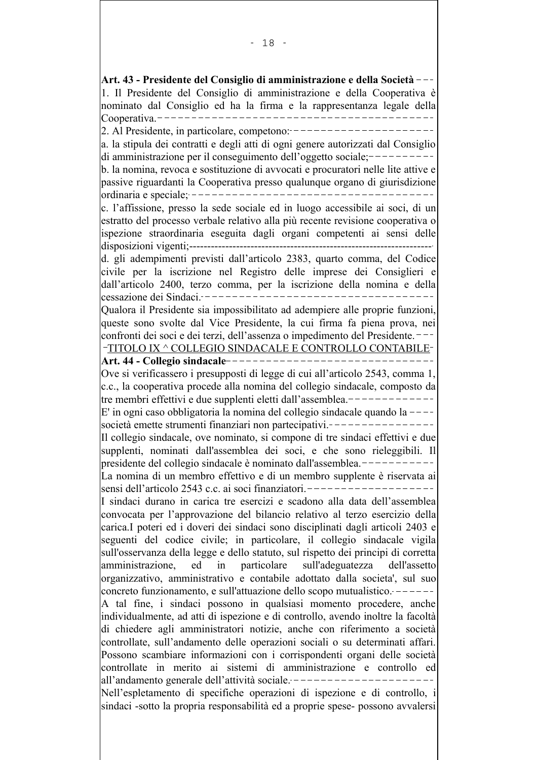**Art. 43 - Presidente del Consiglio di amministrazione e della Società**

1. Il Presidente del Consiglio di amministrazione e della Cooperativa è nominato dal Consiglio ed ha la firma e la rappresentanza legale della Cooperativa.

2. Al Presidente, in particolare, competono:

a. la stipula dei contratti e degli atti di ogni genere autorizzati dal Consiglio di amministrazione per il conseguimento dell'oggetto sociale;

b. la nomina, revoca e sostituzione di avvocati e procuratori nelle lite attive e passive riguardanti la Cooperativa presso qualunque organo di giurisdizione ordinaria e speciale;

c. l'affissione, presso la sede sociale ed in luogo accessibile ai soci, di un estratto del processo verbale relativo alla più recente revisione cooperativa o ispezione straordinaria eseguita dagli organi competenti ai sensi delle disposizioni vigenti;

d. gli adempimenti previsti dall'articolo 2383, quarto comma, del Codice civile per la iscrizione nel Registro delle imprese dei Consiglieri e dall'articolo 2400, terzo comma, per la iscrizione della nomina e della cessazione dei Sindaci.

Qualora il Presidente sia impossibilitato ad adempiere alle proprie funzioni, queste sono svolte dal Vice Presidente, la cui firma fa piena prova, nei confronti dei soci e dei terzi, dell'assenza o impedimento del Presidente.

## TITOLO IX ^ COLLEGIO SINDACALE E CONTROLLO CONTABILE

**Art. 44 - Collegio sindacale**

Ove si verificassero i presupposti di legge di cui all'articolo 2543, comma 1, c.c., la cooperativa procede alla nomina del collegio sindacale, composto da tre membri effettivi e due supplenti eletti dall'assemblea.

E' in ogni caso obbligatoria la nomina del collegio sindacale quando la società emette strumenti finanziari non partecipativi.

Il collegio sindacale, ove nominato, si compone di tre sindaci effettivi e due supplenti, nominati dall'assemblea dei soci, e che sono rieleggibili. Il presidente del collegio sindacale è nominato dall'assemblea.

La nomina di un membro effettivo e di un membro supplente è riservata ai sensi dell'articolo 2543 c.c. ai soci finanziatori.

I sindaci durano in carica tre esercizi e scadono alla data dell'assemblea convocata per l'approvazione del bilancio relativo al terzo esercizio della carica.I poteri ed i doveri dei sindaci sono disciplinati dagli articoli 2403 e seguenti del codice civile; in particolare, il collegio sindacale vigila sull'osservanza della legge e dello statuto, sul rispetto dei principi di corretta amministrazione, ed in particolare sull'adeguatezza dell'assetto organizzativo, amministrativo e contabile adottato dalla societa', sul suo concreto funzionamento, e sull'attuazione dello scopo mutualistico.

A tal fine, i sindaci possono in qualsiasi momento procedere, anche individualmente, ad atti di ispezione e di controllo, avendo inoltre la facoltà di chiedere agli amministratori notizie, anche con riferimento a società controllate, sull'andamento delle operazioni sociali o su determinati affari. Possono scambiare informazioni con i corrispondenti organi delle società controllate in merito ai sistemi di amministrazione e controllo ed all'andamento generale dell'attività sociale.

Nell'espletamento di specifiche operazioni di ispezione e di controllo, i sindaci -sotto la propria responsabilità ed a proprie spese- possono avvalersi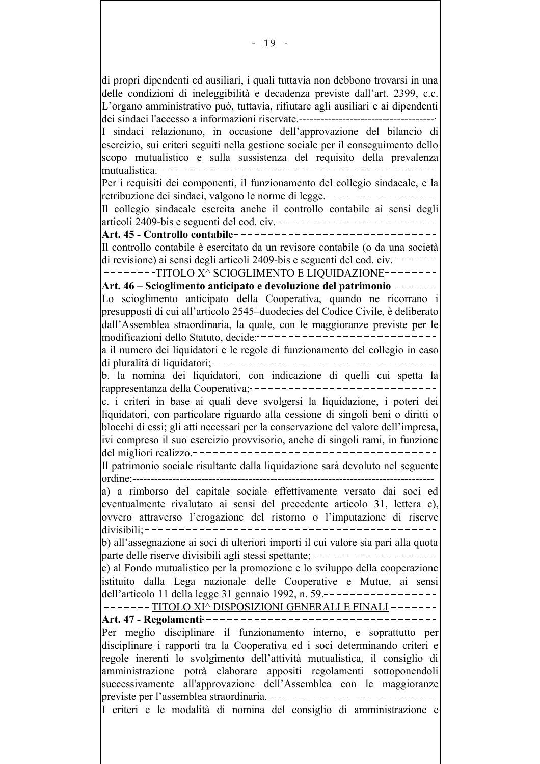di propri dipendenti ed ausiliari, i quali tuttavia non debbono trovarsi in una delle condizioni di ineleggibilità e decadenza previste dall'art. 2399, c.c. L'organo amministrativo può, tuttavia, rifiutare agli ausiliari e ai dipendenti dei sindaci l'accesso a informazioni riservate.

I sindaci relazionano, in occasione dell'approvazione del bilancio di esercizio, sui criteri seguiti nella gestione sociale per il conseguimento dello scopo mutualistico e sulla sussistenza del requisito della prevalenza mutualistica.

Per i requisiti dei componenti, il funzionamento del collegio sindacale, e la retribuzione dei sindaci, valgono le norme di legge.

Il collegio sindacale esercita anche il controllo contabile ai sensi degli articoli 2409-bis e seguenti del cod. civ.

**Art. 45 - Controllo contabile**

Il controllo contabile è esercitato da un revisore contabile (o da una società di revisione) ai sensi degli articoli 2409-bis e seguenti del cod. civ.

## TITOLO X^ SCIOGLIMENTO E LIQUIDAZIONE

**Art. 46 – Scioglimento anticipato e devoluzione del patrimonio**

Lo scioglimento anticipato della Cooperativa, quando ne ricorrano i presupposti di cui all'articolo 2545–duodecies del Codice Civile, è deliberato dall'Assemblea straordinaria, la quale, con le maggioranze previste per le modificazioni dello Statuto, decide:

a il numero dei liquidatori e le regole di funzionamento del collegio in caso di pluralità di liquidatori;

b. la nomina dei liquidatori, con indicazione di quelli cui spetta la rappresentanza della Cooperativa;

c. i criteri in base ai quali deve svolgersi la liquidazione, i poteri dei liquidatori, con particolare riguardo alla cessione di singoli beni o diritti o blocchi di essi; gli atti necessari per la conservazione del valore dell'impresa, ivi compreso il suo esercizio provvisorio, anche di singoli rami, in funzione del migliori realizzo.

Il patrimonio sociale risultante dalla liquidazione sarà devoluto nel seguente ordine:

a) a rimborso del capitale sociale effettivamente versato dai soci ed eventualmente rivalutato ai sensi del precedente articolo 31, lettera c), ovvero attraverso l'erogazione del ristorno o l'imputazione di riserve divisibili;

b) all'assegnazione ai soci di ulteriori importi il cui valore sia pari alla quota parte delle riserve divisibili agli stessi spettante;

c) al Fondo mutualistico per la promozione e lo sviluppo della cooperazione istituito dalla Lega nazionale delle Cooperative e Mutue, ai sensi dell'articolo 11 della legge 31 gennaio 1992, n. 59.

## TITOLO XI^ DISPOSIZIONI GENERALI E FINALI

**Art. 47 - Regolamenti**

Per meglio disciplinare il funzionamento interno, e soprattutto per disciplinare i rapporti tra la Cooperativa ed i soci determinando criteri e regole inerenti lo svolgimento dell'attività mutualistica, il consiglio di amministrazione potrà elaborare appositi regolamenti sottoponendoli successivamente all'approvazione dell'Assemblea con le maggioranze previste per l'assemblea straordinaria.

I criteri e le modalità di nomina del consiglio di amministrazione e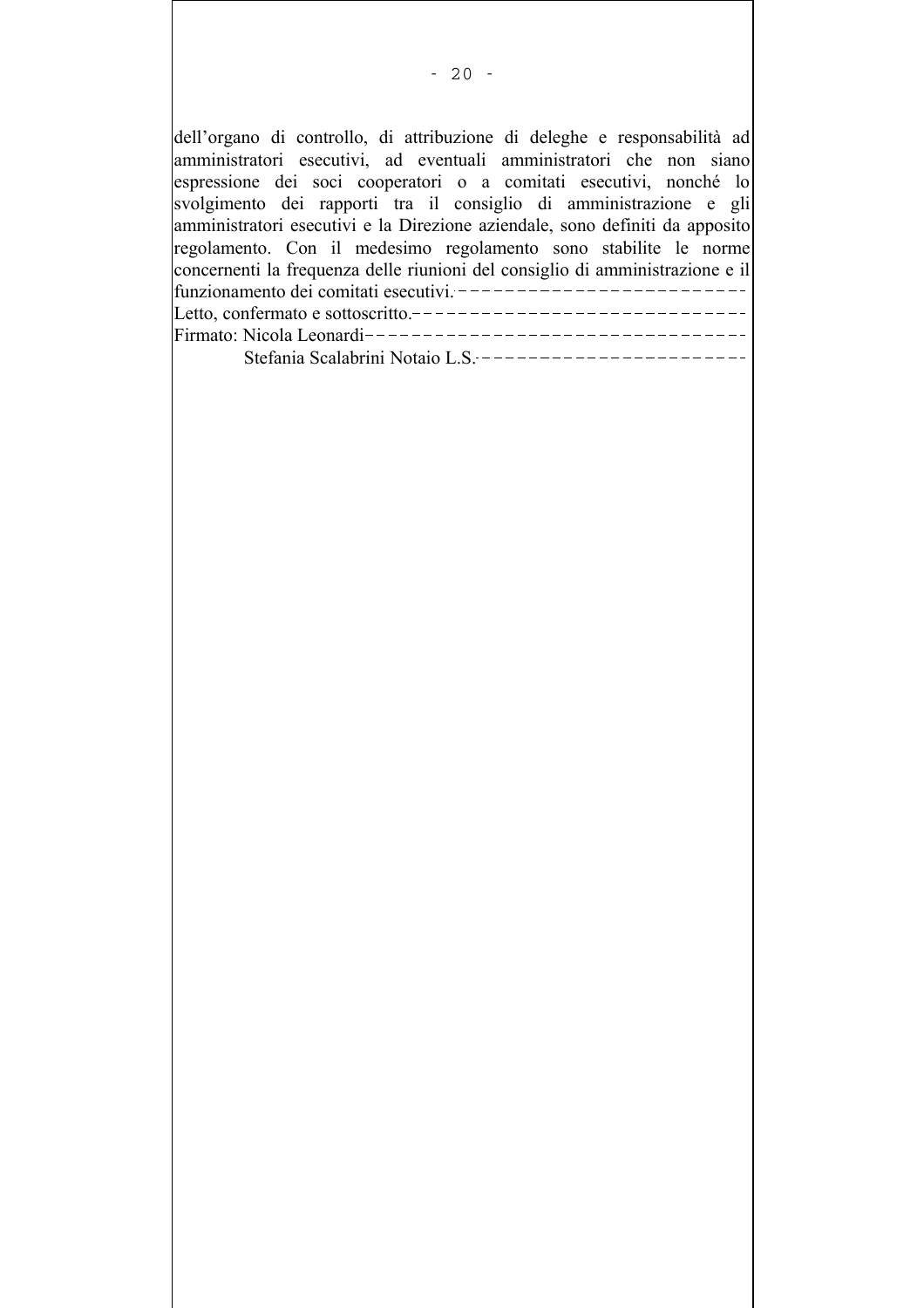dell'organo di controllo, di attribuzione di deleghe e responsabilità ad amministratori esecutivi, ad eventuali amministratori che non siano espressione dei soci cooperatori o a comitati esecutivi, nonché lo svolgimento dei rapporti tra il consiglio di amministrazione e gli amministratori esecutivi e la Direzione aziendale, sono definiti da apposito regolamento. Con il medesimo regolamento sono stabilite le norme concernenti la frequenza delle riunioni del consiglio di amministrazione e il funzionamento dei comitati esecutivi.-------------------------

Letto, confermato e sottoscritto.-----------------------------

Firmato: Nicola Leonardi---------------------------------

Stefania Scalabrini Notaio L.S.------------------------